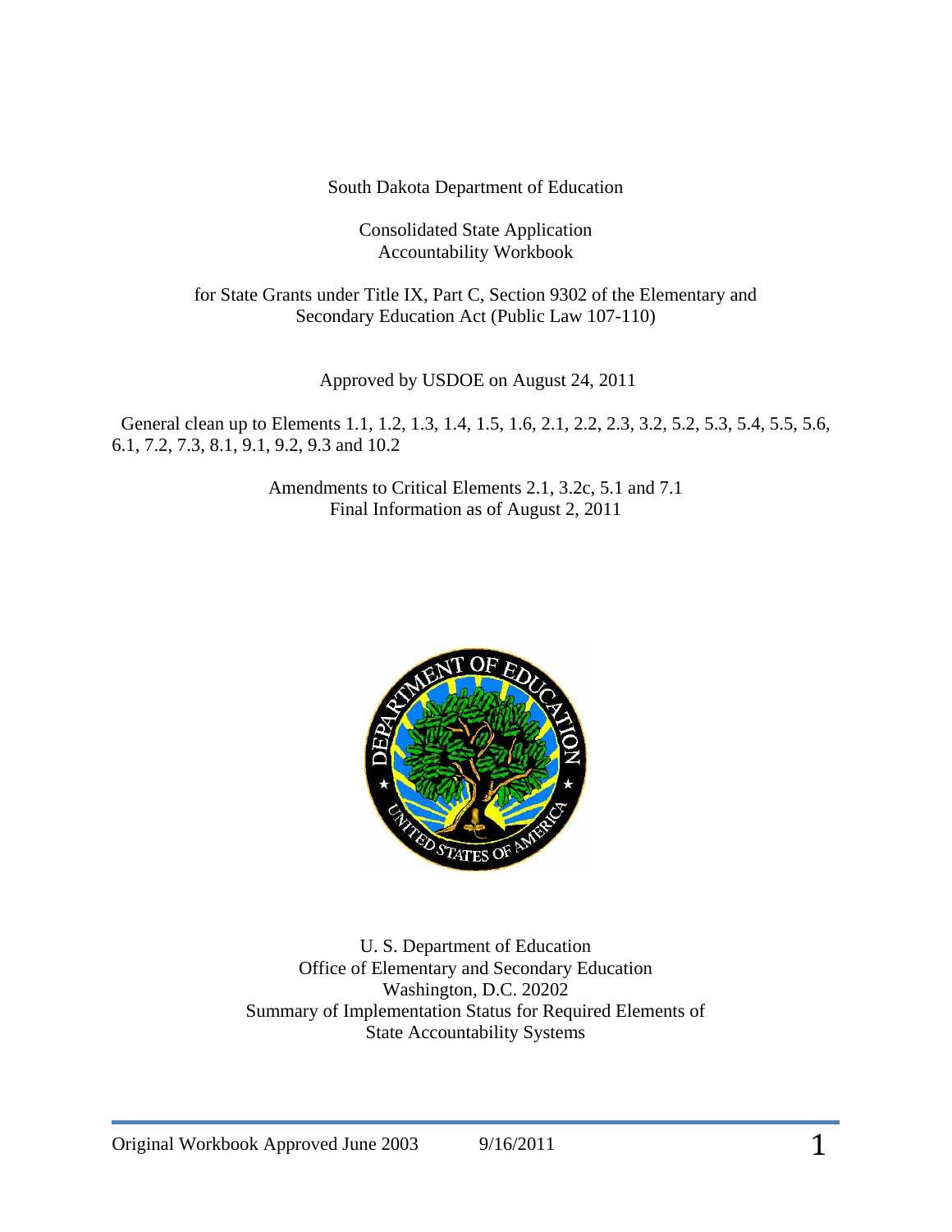South Dakota Department of Education

Consolidated State Application
Accountability Workbook

for State Grants under Title IX, Part C, Section 9302 of the Elementary and Secondary Education Act (Public Law 107-110)

Approved by USDOE on August 24, 2011

General clean up to Elements 1.1, 1.2, 1.3, 1.4, 1.5, 1.6, 2.1, 2.2, 2.3, 3.2, 5.2, 5.3, 5.4, 5.5, 5.6, 6.1, 7.2, 7.3, 8.1, 9.1, 9.2, 9.3 and 10.2

Amendments to Critical Elements 2.1, 3.2c, 5.1 and 7.1
Final Information as of August 2, 2011

U. S. Department of Education
Office of Elementary and Secondary Education
Washington, D.C. 20202
Summary of Implementation Status for Required Elements of State Accountability Systems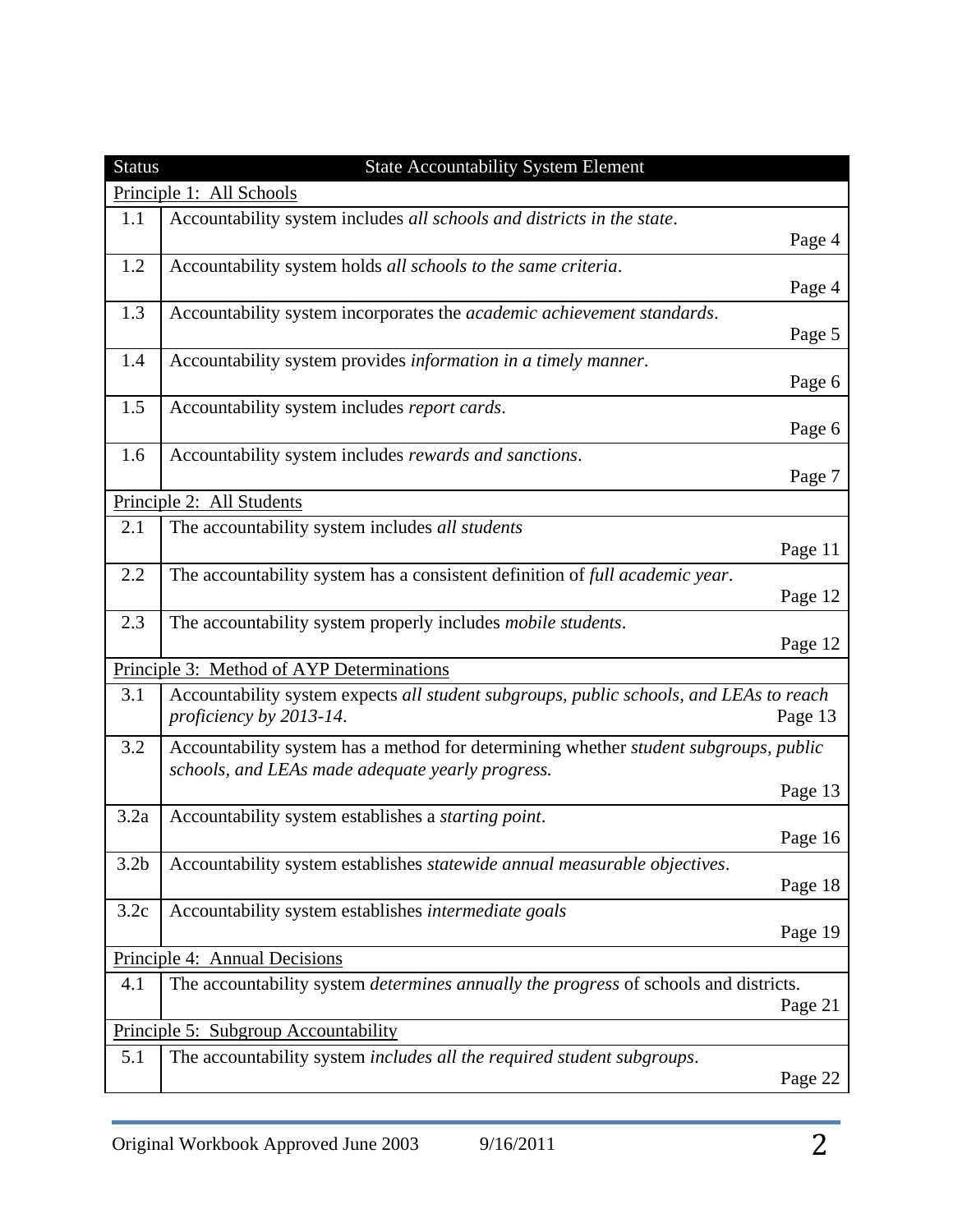| Status | State Accountability System Element |
|---|---|
| Principle 1: All Schools | |
| 1.1 | Accountability system includes *all schools and districts in the state*. Page 4 |
| 1.2 | Accountability system holds *all schools to the same criteria*. Page 4 |
| 1.3 | Accountability system incorporates the *academic achievement standards*. Page 5 |
| 1.4 | Accountability system provides *information in a timely manner*. Page 6 |
| 1.5 | Accountability system includes *report cards*. Page 6 |
| 1.6 | Accountability system includes *rewards and sanctions*. Page 7 |
| Principle 2: All Students | |
| 2.1 | The accountability system includes *all students* Page 11 |
| 2.2 | The accountability system has a consistent definition of *full academic year*. Page 12 |
| 2.3 | The accountability system properly includes *mobile students*. Page 12 |
| Principle 3: Method of AYP Determinations | |
| 3.1 | Accountability system expects *all student subgroups, public schools, and LEAs to reach proficiency by 2013-14*. Page 13 |
| 3.2 | Accountability system has a method for determining whether *student subgroups, public schools, and LEAs made adequate yearly progress.* Page 13 |
| 3.2a | Accountability system establishes a *starting point*. Page 16 |
| 3.2b | Accountability system establishes *statewide annual measurable objectives*. Page 18 |
| 3.2c | Accountability system establishes *intermediate goals* Page 19 |
| Principle 4: Annual Decisions | |
| 4.1 | The accountability system *determines annually the progress* of schools and districts. Page 21 |
| Principle 5: Subgroup Accountability | |
| 5.1 | The accountability system *includes all the required student subgroups*. Page 22 |

Original Workbook Approved June 2003 9/16/2011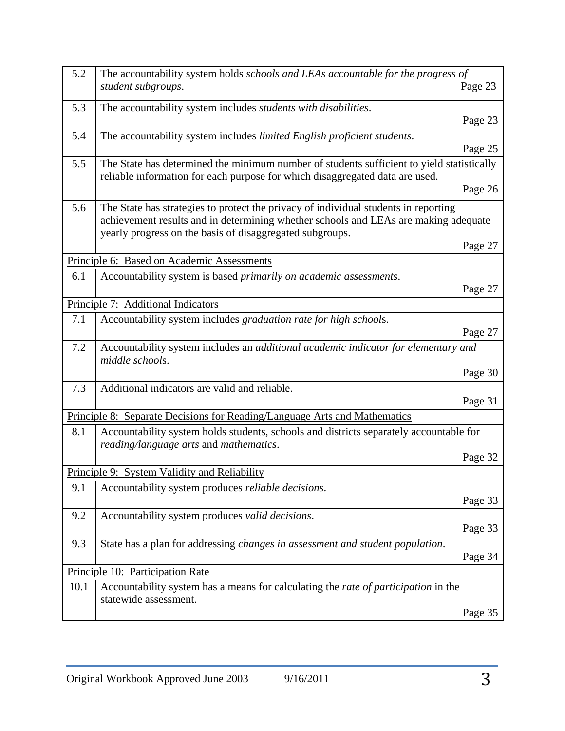| | | |
|---|---|---|
| 5.2 | The accountability system holds *schools and LEAs accountable for the progress of student subgroups*. | Page 23 |
| 5.3 | The accountability system includes *students with disabilities*. | Page 23 |
| 5.4 | The accountability system includes *limited English proficient students*. | Page 25 |
| 5.5 | The State has determined the minimum number of students sufficient to yield statistically reliable information for each purpose for which disaggregated data are used. | Page 26 |
| 5.6 | The State has strategies to protect the privacy of individual students in reporting achievement results and in determining whether schools and LEAs are making adequate yearly progress on the basis of disaggregated subgroups. | Page 27 |
| Principle 6: Based on Academic Assessments | | |
| 6.1 | Accountability system is based *primarily on academic assessments*. | Page 27 |
| Principle 7: Additional Indicators | | |
| 7.1 | Accountability system includes *graduation rate for high school*s. | Page 27 |
| 7.2 | Accountability system includes an *additional academic indicator for elementary and middle school*s. | Page 30 |
| 7.3 | Additional indicators are valid and reliable. | Page 31 |
| Principle 8: Separate Decisions for Reading/Language Arts and Mathematics | | |
| 8.1 | Accountability system holds students, schools and districts separately accountable for *reading/language arts* and *mathematics*. | Page 32 |
| Principle 9: System Validity and Reliability | | |
| 9.1 | Accountability system produces *reliable decisions*. | Page 33 |
| 9.2 | Accountability system produces *valid decisions*. | Page 33 |
| 9.3 | State has a plan for addressing *changes in assessment and student population*. | Page 34 |
| Principle 10: Participation Rate | | |
| 10.1 | Accountability system has a means for calculating the *rate of participation* in the statewide assessment. | Page 35 |

Original Workbook Approved June 2003 9/16/2011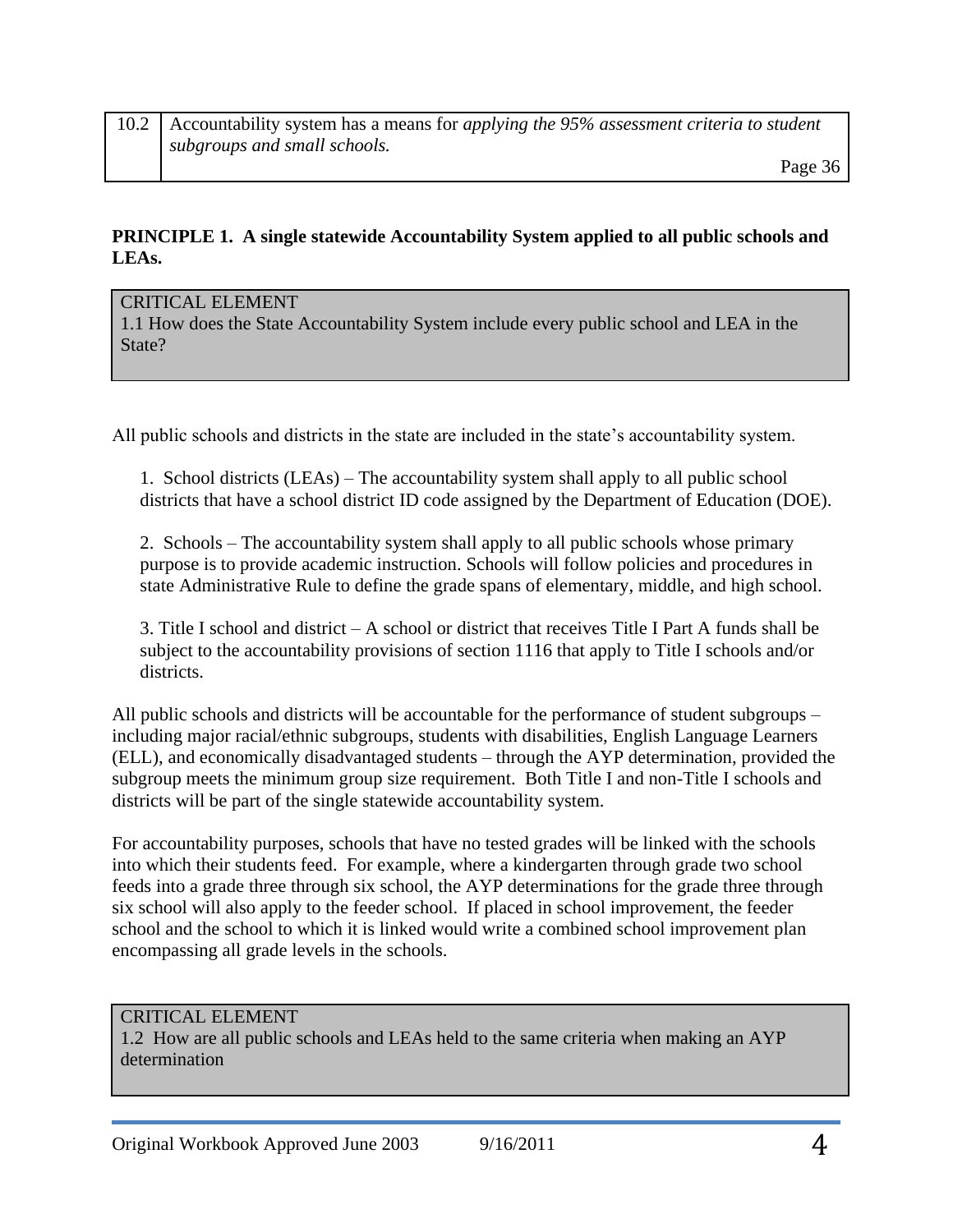| | |
|---|---|
| 10.2 | Accountability system has a means for *applying the 95% assessment criteria to student subgroups and small schools.* Page 36 |

**PRINCIPLE 1. A single statewide Accountability System applied to all public schools and LEAs.**

| CRITICAL ELEMENT |
|---|
| 1.1 How does the State Accountability System include every public school and LEA in the State? |

All public schools and districts in the state are included in the state's accountability system.

1. School districts (LEAs) – The accountability system shall apply to all public school districts that have a school district ID code assigned by the Department of Education (DOE).

2. Schools – The accountability system shall apply to all public schools whose primary purpose is to provide academic instruction. Schools will follow policies and procedures in state Administrative Rule to define the grade spans of elementary, middle, and high school.

3. Title I school and district – A school or district that receives Title I Part A funds shall be subject to the accountability provisions of section 1116 that apply to Title I schools and/or districts.

All public schools and districts will be accountable for the performance of student subgroups – including major racial/ethnic subgroups, students with disabilities, English Language Learners (ELL), and economically disadvantaged students – through the AYP determination, provided the subgroup meets the minimum group size requirement. Both Title I and non-Title I schools and districts will be part of the single statewide accountability system.

For accountability purposes, schools that have no tested grades will be linked with the schools into which their students feed. For example, where a kindergarten through grade two school feeds into a grade three through six school, the AYP determinations for the grade three through six school will also apply to the feeder school. If placed in school improvement, the feeder school and the school to which it is linked would write a combined school improvement plan encompassing all grade levels in the schools.

| CRITICAL ELEMENT |
|---|
| 1.2 How are all public schools and LEAs held to the same criteria when making an AYP determination |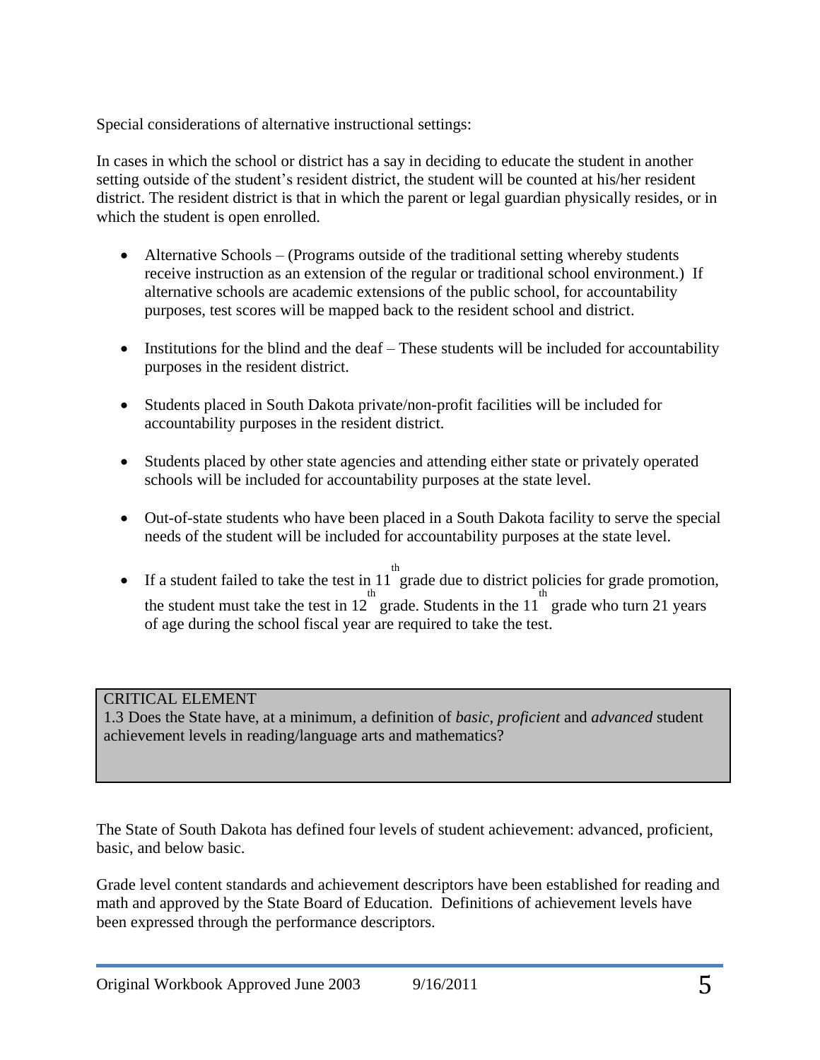Special considerations of alternative instructional settings:

In cases in which the school or district has a say in deciding to educate the student in another setting outside of the student's resident district, the student will be counted at his/her resident district. The resident district is that in which the parent or legal guardian physically resides, or in which the student is open enrolled.

- Alternative Schools – (Programs outside of the traditional setting whereby students receive instruction as an extension of the regular or traditional school environment.) If alternative schools are academic extensions of the public school, for accountability purposes, test scores will be mapped back to the resident school and district.

- Institutions for the blind and the deaf – These students will be included for accountability purposes in the resident district.

- Students placed in South Dakota private/non-profit facilities will be included for accountability purposes in the resident district.

- Students placed by other state agencies and attending either state or privately operated schools will be included for accountability purposes at the state level.

- Out-of-state students who have been placed in a South Dakota facility to serve the special needs of the student will be included for accountability purposes at the state level.

- If a student failed to take the test in 11th grade due to district policies for grade promotion, the student must take the test in 12th grade. Students in the 11th grade who turn 21 years of age during the school fiscal year are required to take the test.

| CRITICAL ELEMENT<br>1.3 Does the State have, at a minimum, a definition of *basic, proficient* and *advanced* student achievement levels in reading/language arts and mathematics? |
|---|

The State of South Dakota has defined four levels of student achievement: advanced, proficient, basic, and below basic.

Grade level content standards and achievement descriptors have been established for reading and math and approved by the State Board of Education. Definitions of achievement levels have been expressed through the performance descriptors.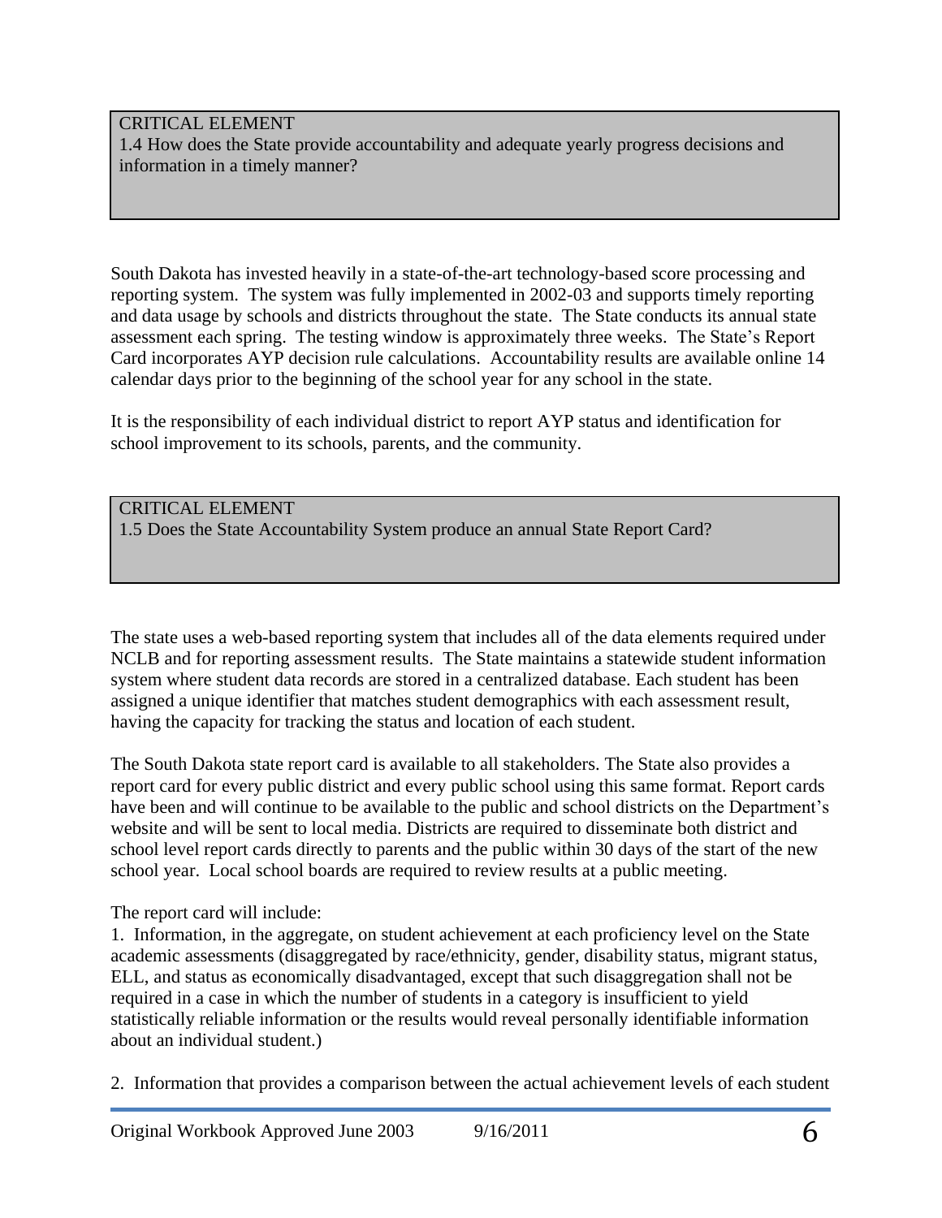CRITICAL ELEMENT
1.4 How does the State provide accountability and adequate yearly progress decisions and information in a timely manner?

South Dakota has invested heavily in a state-of-the-art technology-based score processing and reporting system. The system was fully implemented in 2002-03 and supports timely reporting and data usage by schools and districts throughout the state. The State conducts its annual state assessment each spring. The testing window is approximately three weeks. The State's Report Card incorporates AYP decision rule calculations. Accountability results are available online 14 calendar days prior to the beginning of the school year for any school in the state.

It is the responsibility of each individual district to report AYP status and identification for school improvement to its schools, parents, and the community.

CRITICAL ELEMENT
1.5 Does the State Accountability System produce an annual State Report Card?

The state uses a web-based reporting system that includes all of the data elements required under NCLB and for reporting assessment results. The State maintains a statewide student information system where student data records are stored in a centralized database. Each student has been assigned a unique identifier that matches student demographics with each assessment result, having the capacity for tracking the status and location of each student.

The South Dakota state report card is available to all stakeholders. The State also provides a report card for every public district and every public school using this same format. Report cards have been and will continue to be available to the public and school districts on the Department's website and will be sent to local media. Districts are required to disseminate both district and school level report cards directly to parents and the public within 30 days of the start of the new school year. Local school boards are required to review results at a public meeting.

The report card will include:

1. Information, in the aggregate, on student achievement at each proficiency level on the State academic assessments (disaggregated by race/ethnicity, gender, disability status, migrant status, ELL, and status as economically disadvantaged, except that such disaggregation shall not be required in a case in which the number of students in a category is insufficient to yield statistically reliable information or the results would reveal personally identifiable information about an individual student.)

2. Information that provides a comparison between the actual achievement levels of each student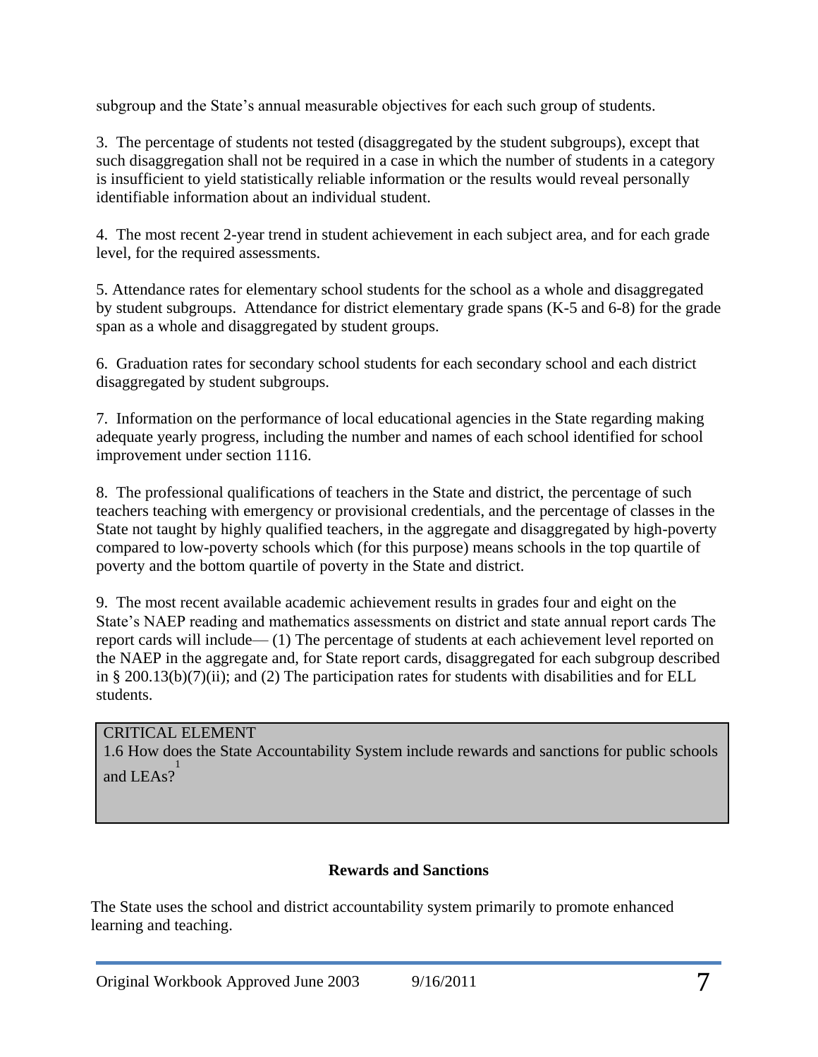subgroup and the State's annual measurable objectives for each such group of students.

3. The percentage of students not tested (disaggregated by the student subgroups), except that such disaggregation shall not be required in a case in which the number of students in a category is insufficient to yield statistically reliable information or the results would reveal personally identifiable information about an individual student.

4. The most recent 2-year trend in student achievement in each subject area, and for each grade level, for the required assessments.

5. Attendance rates for elementary school students for the school as a whole and disaggregated by student subgroups. Attendance for district elementary grade spans (K-5 and 6-8) for the grade span as a whole and disaggregated by student groups.

6. Graduation rates for secondary school students for each secondary school and each district disaggregated by student subgroups.

7. Information on the performance of local educational agencies in the State regarding making adequate yearly progress, including the number and names of each school identified for school improvement under section 1116.

8. The professional qualifications of teachers in the State and district, the percentage of such teachers teaching with emergency or provisional credentials, and the percentage of classes in the State not taught by highly qualified teachers, in the aggregate and disaggregated by high-poverty compared to low-poverty schools which (for this purpose) means schools in the top quartile of poverty and the bottom quartile of poverty in the State and district.

9. The most recent available academic achievement results in grades four and eight on the State's NAEP reading and mathematics assessments on district and state annual report cards The report cards will include— (1) The percentage of students at each achievement level reported on the NAEP in the aggregate and, for State report cards, disaggregated for each subgroup described in § 200.13(b)(7)(ii); and (2) The participation rates for students with disabilities and for ELL students.

| CRITICAL ELEMENT |
| --- |
| 1.6 How does the State Accountability System include rewards and sanctions for public schools and LEAs?[1] |

**Rewards and Sanctions**

The State uses the school and district accountability system primarily to promote enhanced learning and teaching.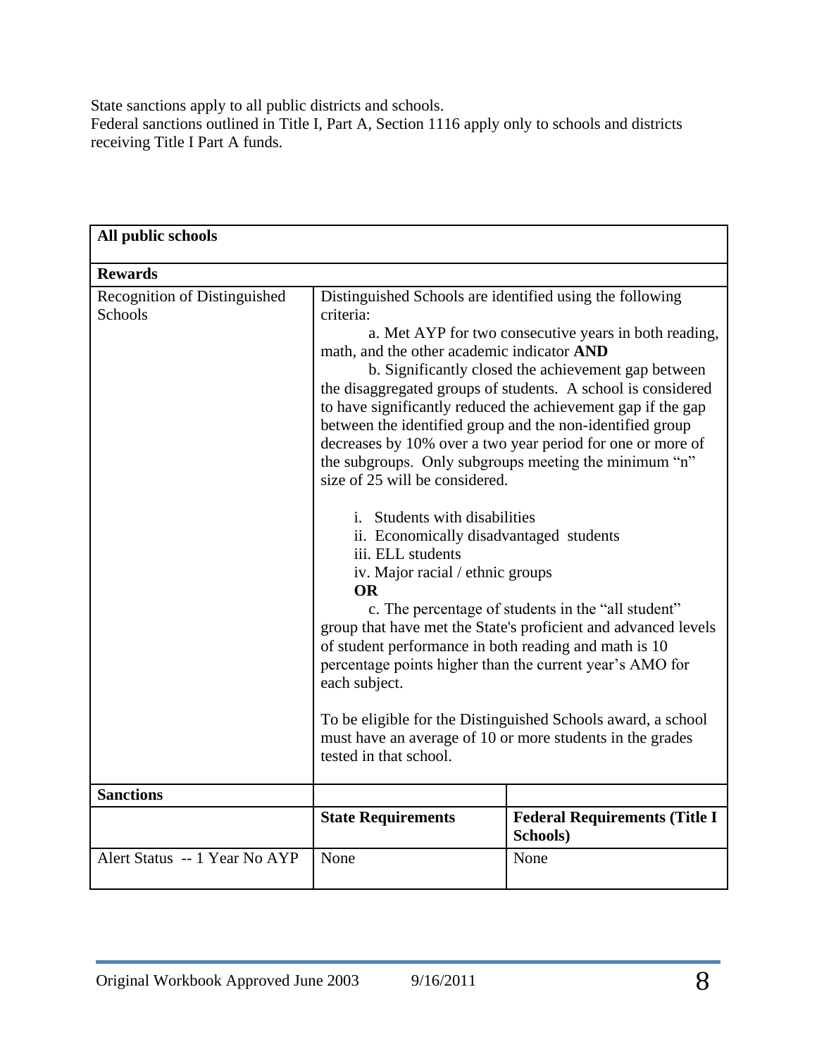State sanctions apply to all public districts and schools.
Federal sanctions outlined in Title I, Part A, Section 1116 apply only to schools and districts receiving Title I Part A funds.

| **All public schools** | | |
|---|---|---|
| **Rewards** | | |
| Recognition of Distinguished Schools | Distinguished Schools are identified using the following criteria:<br>a. Met AYP for two consecutive years in both reading, math, and the other academic indicator **AND**<br>b. Significantly closed the achievement gap between the disaggregated groups of students. A school is considered to have significantly reduced the achievement gap if the gap between the identified group and the non-identified group decreases by 10% over a two year period for one or more of the subgroups. Only subgroups meeting the minimum "n" size of 25 will be considered.<br><br>i. Students with disabilities<br>ii. Economically disadvantaged students<br>iii. ELL students<br>iv. Major racial / ethnic groups<br>**OR**<br>c. The percentage of students in the "all student" group that have met the State's proficient and advanced levels of student performance in both reading and math is 10 percentage points higher than the current year's AMO for each subject.<br><br>To be eligible for the Distinguished Schools award, a school must have an average of 10 or more students in the grades tested in that school. | |
| **Sanctions** | | |
| | **State Requirements** | **Federal Requirements (Title I Schools)** |
| Alert Status -- 1 Year No AYP | None | None |

Original Workbook Approved June 2003 9/16/2011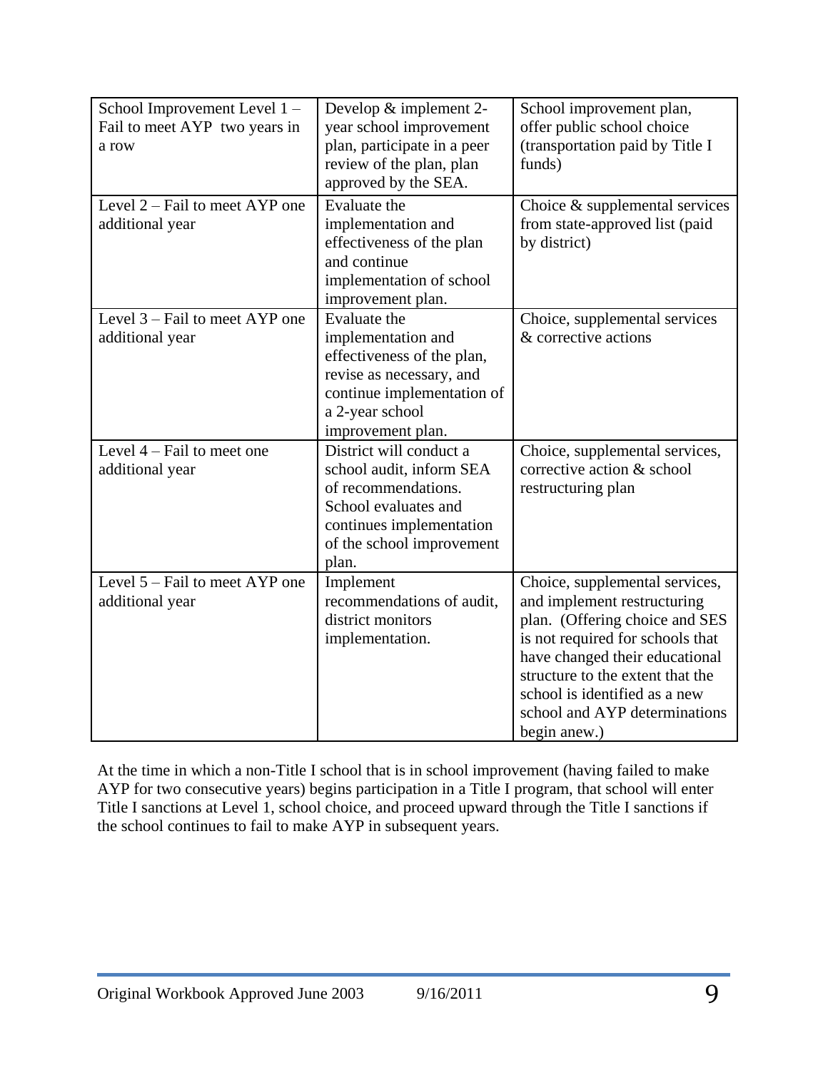| School Improvement Level 1 – Fail to meet AYP two years in a row | Develop & implement 2-year school improvement plan, participate in a peer review of the plan, plan approved by the SEA. | School improvement plan, offer public school choice (transportation paid by Title I funds) |
|---|---|---|
| Level 2 – Fail to meet AYP one additional year | Evaluate the implementation and effectiveness of the plan and continue implementation of school improvement plan. | Choice & supplemental services from state-approved list (paid by district) |
| Level 3 – Fail to meet AYP one additional year | Evaluate the implementation and effectiveness of the plan, revise as necessary, and continue implementation of a 2-year school improvement plan. | Choice, supplemental services & corrective actions |
| Level 4 – Fail to meet one additional year | District will conduct a school audit, inform SEA of recommendations. School evaluates and continues implementation of the school improvement plan. | Choice, supplemental services, corrective action & school restructuring plan |
| Level 5 – Fail to meet AYP one additional year | Implement recommendations of audit, district monitors implementation. | Choice, supplemental services, and implement restructuring plan. (Offering choice and SES is not required for schools that have changed their educational structure to the extent that the school is identified as a new school and AYP determinations begin anew.) |

At the time in which a non-Title I school that is in school improvement (having failed to make AYP for two consecutive years) begins participation in a Title I program, that school will enter Title I sanctions at Level 1, school choice, and proceed upward through the Title I sanctions if the school continues to fail to make AYP in subsequent years.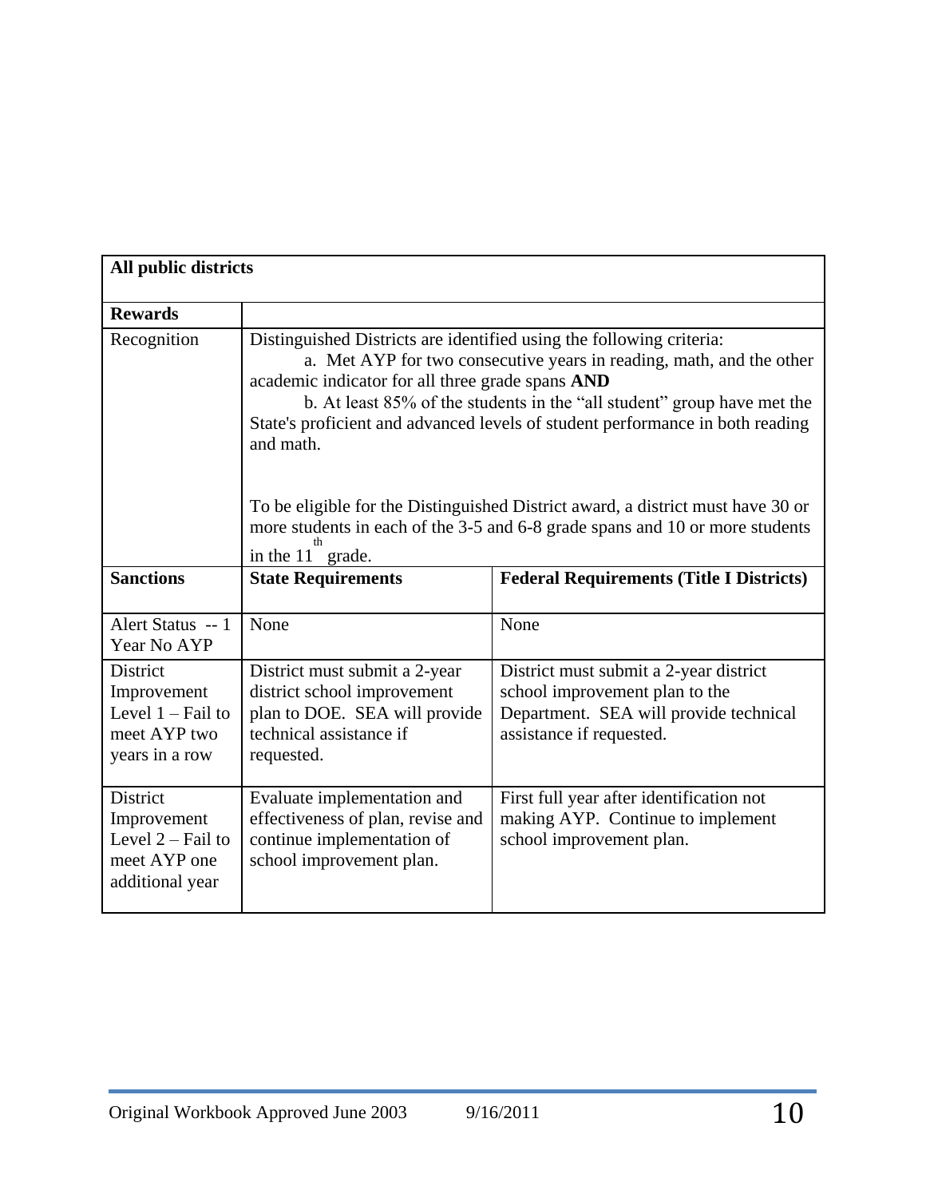| All public districts | | |
|---|---|---|
| **Rewards** | | |
| Recognition | Distinguished Districts are identified using the following criteria:<br>a. Met AYP for two consecutive years in reading, math, and the other academic indicator for all three grade spans **AND**<br>b. At least 85% of the students in the "all student" group have met the State's proficient and advanced levels of student performance in both reading and math.<br><br>To be eligible for the Distinguished District award, a district must have 30 or more students in each of the 3-5 and 6-8 grade spans and 10 or more students in the 11th grade. | |
| **Sanctions** | **State Requirements** | **Federal Requirements (Title I Districts)** |
| Alert Status -- 1 Year No AYP | None | None |
| District Improvement Level 1 – Fail to meet AYP two years in a row | District must submit a 2-year district school improvement plan to DOE. SEA will provide technical assistance if requested. | District must submit a 2-year district school improvement plan to the Department. SEA will provide technical assistance if requested. |
| District Improvement Level 2 – Fail to meet AYP one additional year | Evaluate implementation and effectiveness of plan, revise and continue implementation of school improvement plan. | First full year after identification not making AYP. Continue to implement school improvement plan. |

Original Workbook Approved June 2003 9/16/2011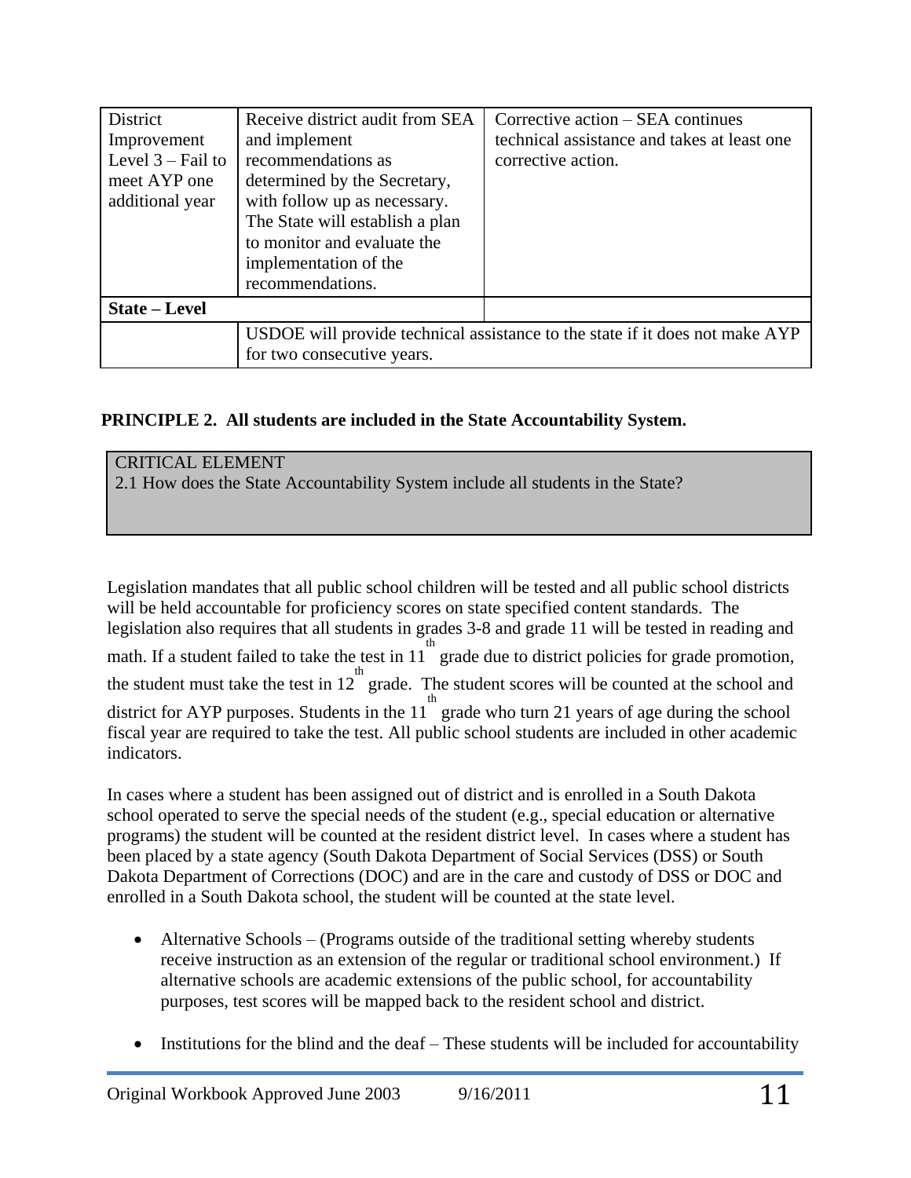| | | |
|---|---|---|
| District Improvement Level 3 – Fail to meet AYP one additional year | Receive district audit from SEA and implement recommendations as determined by the Secretary, with follow up as necessary. The State will establish a plan to monitor and evaluate the implementation of the recommendations. | Corrective action – SEA continues technical assistance and takes at least one corrective action. |
| **State – Level** | | |
| | USDOE will provide technical assistance to the state if it does not make AYP for two consecutive years. | |

**PRINCIPLE 2. All students are included in the State Accountability System.**

CRITICAL ELEMENT
2.1 How does the State Accountability System include all students in the State?

Legislation mandates that all public school children will be tested and all public school districts will be held accountable for proficiency scores on state specified content standards. The legislation also requires that all students in grades 3-8 and grade 11 will be tested in reading and math. If a student failed to take the test in 11th grade due to district policies for grade promotion, the student must take the test in 12th grade. The student scores will be counted at the school and district for AYP purposes. Students in the 11th grade who turn 21 years of age during the school fiscal year are required to take the test. All public school students are included in other academic indicators.

In cases where a student has been assigned out of district and is enrolled in a South Dakota school operated to serve the special needs of the student (e.g., special education or alternative programs) the student will be counted at the resident district level. In cases where a student has been placed by a state agency (South Dakota Department of Social Services (DSS) or South Dakota Department of Corrections (DOC) and are in the care and custody of DSS or DOC and enrolled in a South Dakota school, the student will be counted at the state level.

- Alternative Schools – (Programs outside of the traditional setting whereby students receive instruction as an extension of the regular or traditional school environment.) If alternative schools are academic extensions of the public school, for accountability purposes, test scores will be mapped back to the resident school and district.

- Institutions for the blind and the deaf – These students will be included for accountability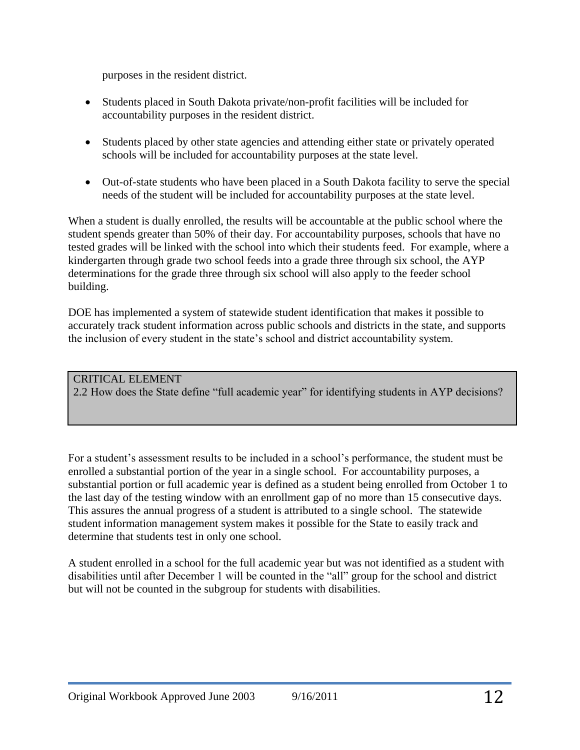purposes in the resident district.

- Students placed in South Dakota private/non-profit facilities will be included for accountability purposes in the resident district.
- Students placed by other state agencies and attending either state or privately operated schools will be included for accountability purposes at the state level.
- Out-of-state students who have been placed in a South Dakota facility to serve the special needs of the student will be included for accountability purposes at the state level.

When a student is dually enrolled, the results will be accountable at the public school where the student spends greater than 50% of their day. For accountability purposes, schools that have no tested grades will be linked with the school into which their students feed. For example, where a kindergarten through grade two school feeds into a grade three through six school, the AYP determinations for the grade three through six school will also apply to the feeder school building.

DOE has implemented a system of statewide student identification that makes it possible to accurately track student information across public schools and districts in the state, and supports the inclusion of every student in the state's school and district accountability system.

| CRITICAL ELEMENT<br>2.2 How does the State define "full academic year" for identifying students in AYP decisions? |
|---|

For a student's assessment results to be included in a school's performance, the student must be enrolled a substantial portion of the year in a single school. For accountability purposes, a substantial portion or full academic year is defined as a student being enrolled from October 1 to the last day of the testing window with an enrollment gap of no more than 15 consecutive days. This assures the annual progress of a student is attributed to a single school. The statewide student information management system makes it possible for the State to easily track and determine that students test in only one school.

A student enrolled in a school for the full academic year but was not identified as a student with disabilities until after December 1 will be counted in the "all" group for the school and district but will not be counted in the subgroup for students with disabilities.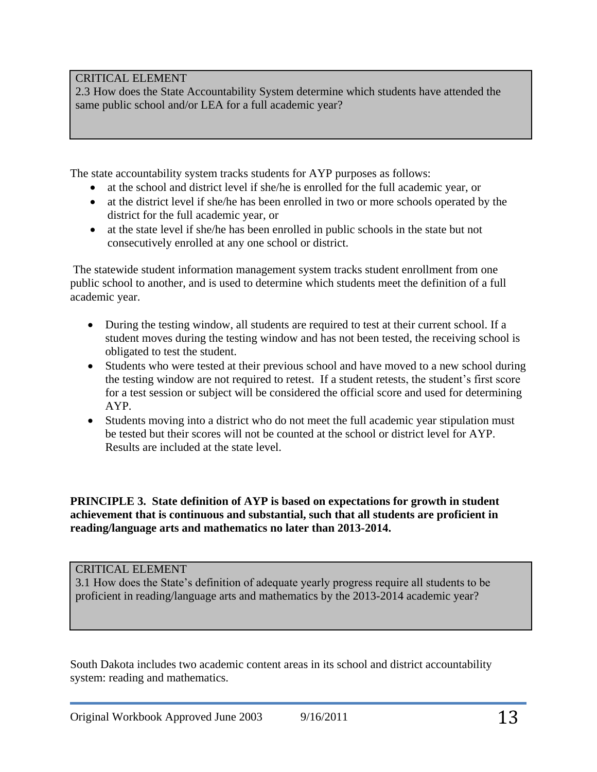CRITICAL ELEMENT
2.3 How does the State Accountability System determine which students have attended the same public school and/or LEA for a full academic year?

The state accountability system tracks students for AYP purposes as follows:

- at the school and district level if she/he is enrolled for the full academic year, or
- at the district level if she/he has been enrolled in two or more schools operated by the district for the full academic year, or
- at the state level if she/he has been enrolled in public schools in the state but not consecutively enrolled at any one school or district.

The statewide student information management system tracks student enrollment from one public school to another, and is used to determine which students meet the definition of a full academic year.

- During the testing window, all students are required to test at their current school. If a student moves during the testing window and has not been tested, the receiving school is obligated to test the student.
- Students who were tested at their previous school and have moved to a new school during the testing window are not required to retest. If a student retests, the student's first score for a test session or subject will be considered the official score and used for determining AYP.
- Students moving into a district who do not meet the full academic year stipulation must be tested but their scores will not be counted at the school or district level for AYP. Results are included at the state level.

**PRINCIPLE 3. State definition of AYP is based on expectations for growth in student achievement that is continuous and substantial, such that all students are proficient in reading/language arts and mathematics no later than 2013-2014.**

CRITICAL ELEMENT
3.1 How does the State's definition of adequate yearly progress require all students to be proficient in reading/language arts and mathematics by the 2013-2014 academic year?

South Dakota includes two academic content areas in its school and district accountability system: reading and mathematics.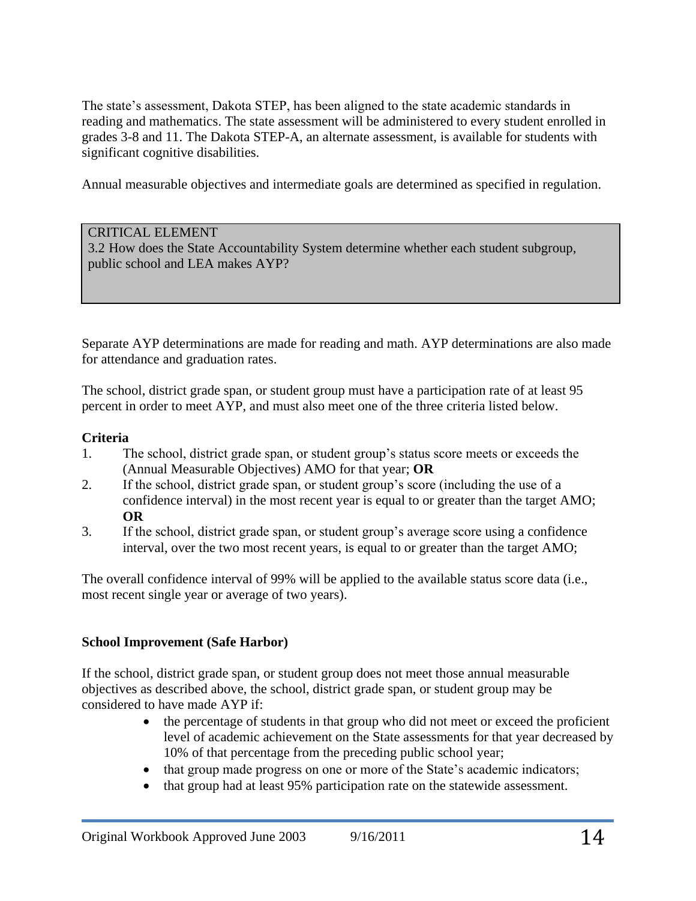The state's assessment, Dakota STEP, has been aligned to the state academic standards in reading and mathematics. The state assessment will be administered to every student enrolled in grades 3-8 and 11. The Dakota STEP-A, an alternate assessment, is available for students with significant cognitive disabilities.

Annual measurable objectives and intermediate goals are determined as specified in regulation.

> CRITICAL ELEMENT
> 3.2 How does the State Accountability System determine whether each student subgroup, public school and LEA makes AYP?

Separate AYP determinations are made for reading and math. AYP determinations are also made for attendance and graduation rates.

The school, district grade span, or student group must have a participation rate of at least 95 percent in order to meet AYP, and must also meet one of the three criteria listed below.

**Criteria**

1. The school, district grade span, or student group's status score meets or exceeds the (Annual Measurable Objectives) AMO for that year; **OR**
2. If the school, district grade span, or student group's score (including the use of a confidence interval) in the most recent year is equal to or greater than the target AMO; **OR**
3. If the school, district grade span, or student group's average score using a confidence interval, over the two most recent years, is equal to or greater than the target AMO;

The overall confidence interval of 99% will be applied to the available status score data (i.e., most recent single year or average of two years).

**School Improvement (Safe Harbor)**

If the school, district grade span, or student group does not meet those annual measurable objectives as described above, the school, district grade span, or student group may be considered to have made AYP if:

- the percentage of students in that group who did not meet or exceed the proficient level of academic achievement on the State assessments for that year decreased by 10% of that percentage from the preceding public school year;
- that group made progress on one or more of the State's academic indicators;
- that group had at least 95% participation rate on the statewide assessment.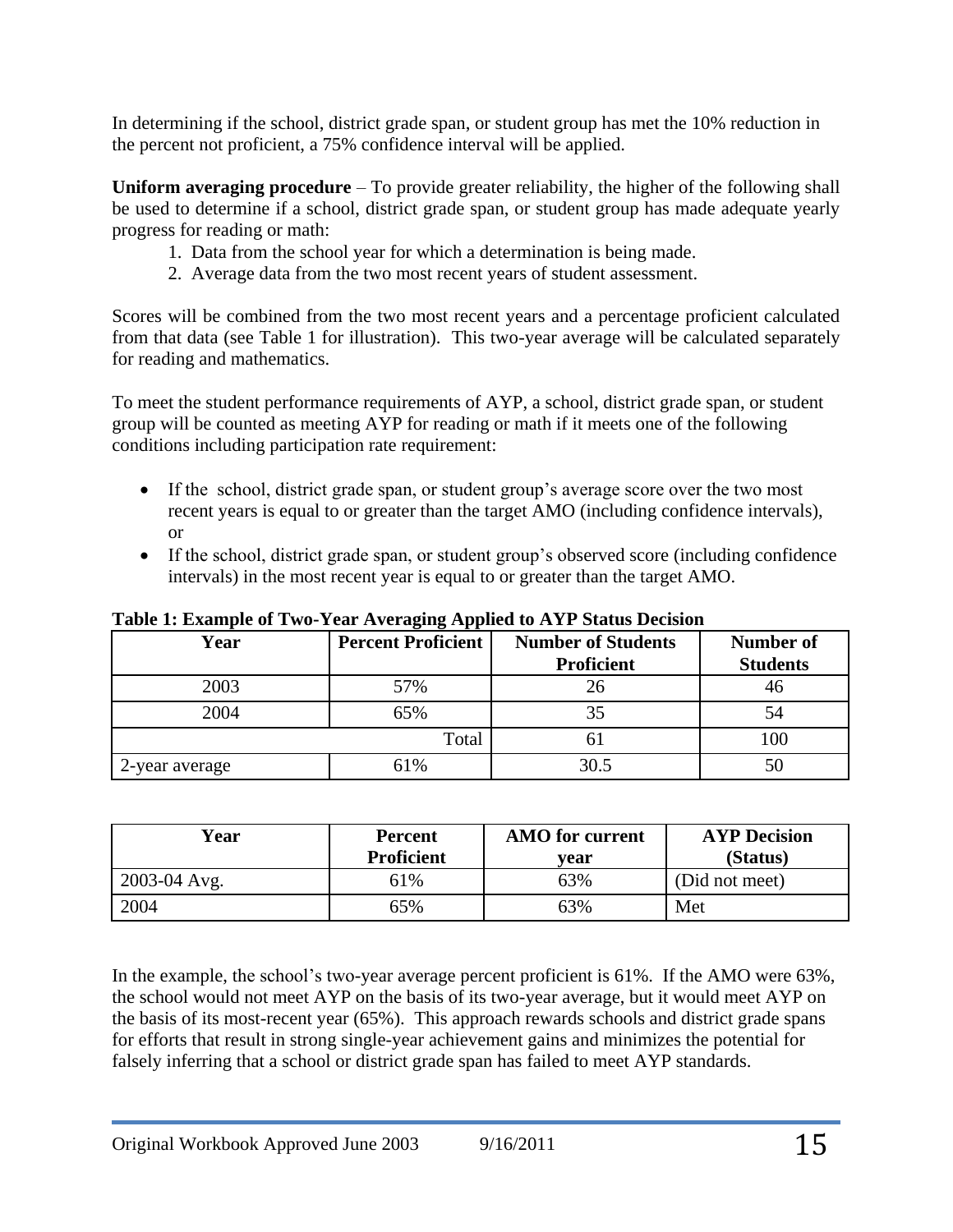In determining if the school, district grade span, or student group has met the 10% reduction in the percent not proficient, a 75% confidence interval will be applied.

**Uniform averaging procedure** – To provide greater reliability, the higher of the following shall be used to determine if a school, district grade span, or student group has made adequate yearly progress for reading or math:

1. Data from the school year for which a determination is being made.
2. Average data from the two most recent years of student assessment.

Scores will be combined from the two most recent years and a percentage proficient calculated from that data (see Table 1 for illustration). This two-year average will be calculated separately for reading and mathematics.

To meet the student performance requirements of AYP, a school, district grade span, or student group will be counted as meeting AYP for reading or math if it meets one of the following conditions including participation rate requirement:

- If the school, district grade span, or student group's average score over the two most recent years is equal to or greater than the target AMO (including confidence intervals), or
- If the school, district grade span, or student group's observed score (including confidence intervals) in the most recent year is equal to or greater than the target AMO.

**Table 1: Example of Two-Year Averaging Applied to AYP Status Decision**

| Year | Percent Proficient | Number of Students Proficient | Number of Students |
|---|---|---|---|
| 2003 | 57% | 26 | 46 |
| 2004 | 65% | 35 | 54 |
| | Total | 61 | 100 |
| 2-year average | 61% | 30.5 | 50 |

| Year | Percent Proficient | AMO for current year | AYP Decision (Status) |
|---|---|---|---|
| 2003-04 Avg. | 61% | 63% | (Did not meet) |
| 2004 | 65% | 63% | Met |

In the example, the school's two-year average percent proficient is 61%. If the AMO were 63%, the school would not meet AYP on the basis of its two-year average, but it would meet AYP on the basis of its most-recent year (65%). This approach rewards schools and district grade spans for efforts that result in strong single-year achievement gains and minimizes the potential for falsely inferring that a school or district grade span has failed to meet AYP standards.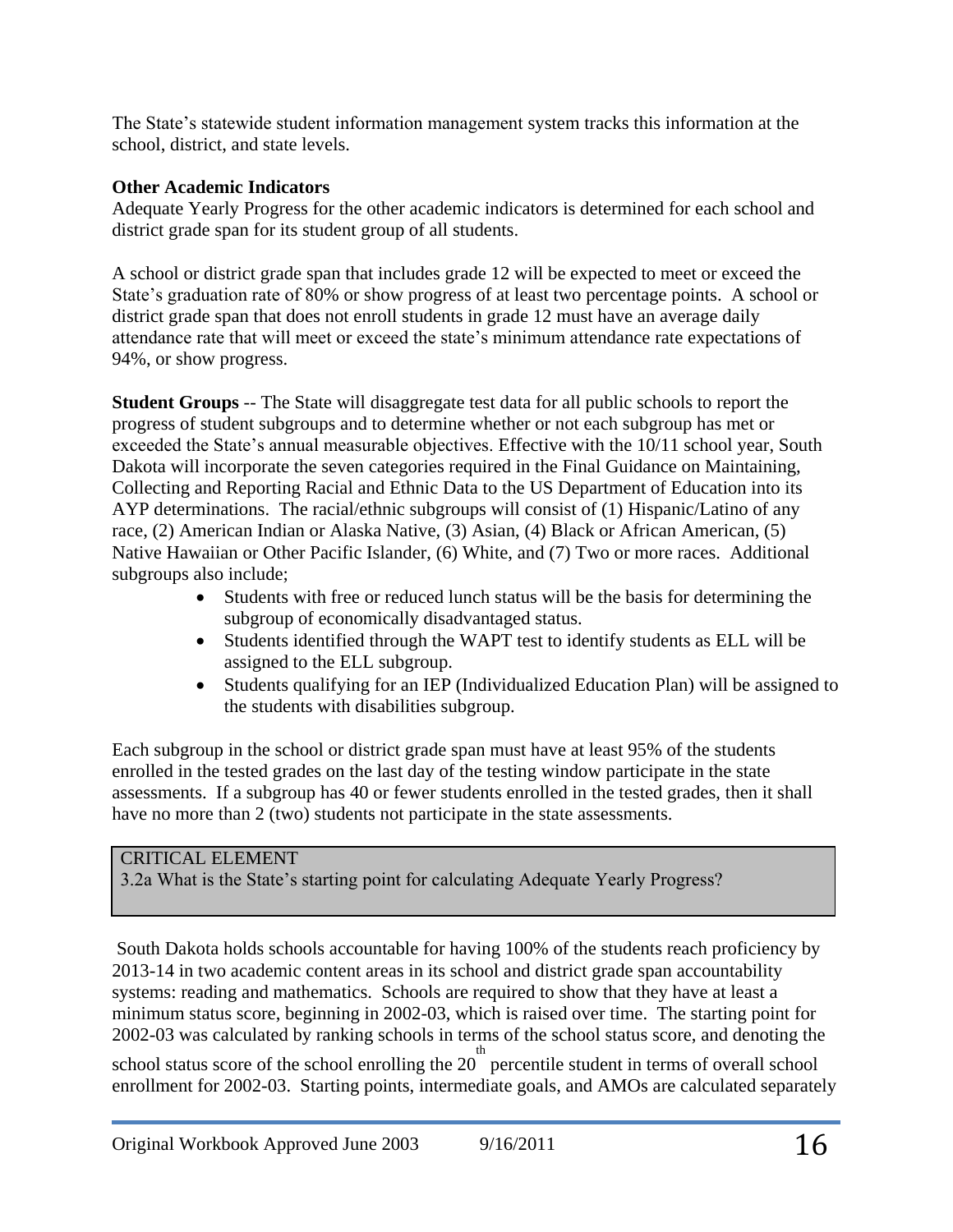The State's statewide student information management system tracks this information at the school, district, and state levels.

**Other Academic Indicators**
Adequate Yearly Progress for the other academic indicators is determined for each school and district grade span for its student group of all students.

A school or district grade span that includes grade 12 will be expected to meet or exceed the State's graduation rate of 80% or show progress of at least two percentage points. A school or district grade span that does not enroll students in grade 12 must have an average daily attendance rate that will meet or exceed the state's minimum attendance rate expectations of 94%, or show progress.

**Student Groups** -- The State will disaggregate test data for all public schools to report the progress of student subgroups and to determine whether or not each subgroup has met or exceeded the State's annual measurable objectives. Effective with the 10/11 school year, South Dakota will incorporate the seven categories required in the Final Guidance on Maintaining, Collecting and Reporting Racial and Ethnic Data to the US Department of Education into its AYP determinations. The racial/ethnic subgroups will consist of (1) Hispanic/Latino of any race, (2) American Indian or Alaska Native, (3) Asian, (4) Black or African American, (5) Native Hawaiian or Other Pacific Islander, (6) White, and (7) Two or more races. Additional subgroups also include;

- Students with free or reduced lunch status will be the basis for determining the subgroup of economically disadvantaged status.
- Students identified through the WAPT test to identify students as ELL will be assigned to the ELL subgroup.
- Students qualifying for an IEP (Individualized Education Plan) will be assigned to the students with disabilities subgroup.

Each subgroup in the school or district grade span must have at least 95% of the students enrolled in the tested grades on the last day of the testing window participate in the state assessments. If a subgroup has 40 or fewer students enrolled in the tested grades, then it shall have no more than 2 (two) students not participate in the state assessments.

| CRITICAL ELEMENT |
| --- |
| 3.2a What is the State's starting point for calculating Adequate Yearly Progress? |

South Dakota holds schools accountable for having 100% of the students reach proficiency by 2013-14 in two academic content areas in its school and district grade span accountability systems: reading and mathematics. Schools are required to show that they have at least a minimum status score, beginning in 2002-03, which is raised over time. The starting point for 2002-03 was calculated by ranking schools in terms of the school status score, and denoting the school status score of the school enrolling the 20th percentile student in terms of overall school enrollment for 2002-03. Starting points, intermediate goals, and AMOs are calculated separately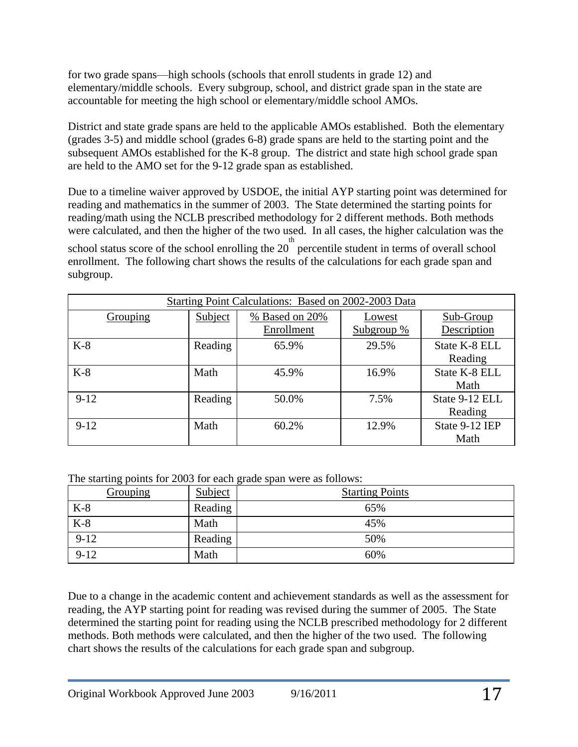for two grade spans—high schools (schools that enroll students in grade 12) and elementary/middle schools. Every subgroup, school, and district grade span in the state are accountable for meeting the high school or elementary/middle school AMOs.

District and state grade spans are held to the applicable AMOs established. Both the elementary (grades 3-5) and middle school (grades 6-8) grade spans are held to the starting point and the subsequent AMOs established for the K-8 group. The district and state high school grade span are held to the AMO set for the 9-12 grade span as established.

Due to a timeline waiver approved by USDOE, the initial AYP starting point was determined for reading and mathematics in the summer of 2003. The State determined the starting points for reading/math using the NCLB prescribed methodology for 2 different methods. Both methods were calculated, and then the higher of the two used. In all cases, the higher calculation was the school status score of the school enrolling the 20th percentile student in terms of overall school enrollment. The following chart shows the results of the calculations for each grade span and subgroup.

| Starting Point Calculations: Based on 2002-2003 Data | | | | |
|---|---|---|---|---|
| Grouping | Subject | % Based on 20% Enrollment | Lowest Subgroup % | Sub-Group Description |
| K-8 | Reading | 65.9% | 29.5% | State K-8 ELL Reading |
| K-8 | Math | 45.9% | 16.9% | State K-8 ELL Math |
| 9-12 | Reading | 50.0% | 7.5% | State 9-12 ELL Reading |
| 9-12 | Math | 60.2% | 12.9% | State 9-12 IEP Math |

The starting points for 2003 for each grade span were as follows:

| Grouping | Subject | Starting Points |
|---|---|---|
| K-8 | Reading | 65% |
| K-8 | Math | 45% |
| 9-12 | Reading | 50% |
| 9-12 | Math | 60% |

Due to a change in the academic content and achievement standards as well as the assessment for reading, the AYP starting point for reading was revised during the summer of 2005. The State determined the starting point for reading using the NCLB prescribed methodology for 2 different methods. Both methods were calculated, and then the higher of the two used. The following chart shows the results of the calculations for each grade span and subgroup.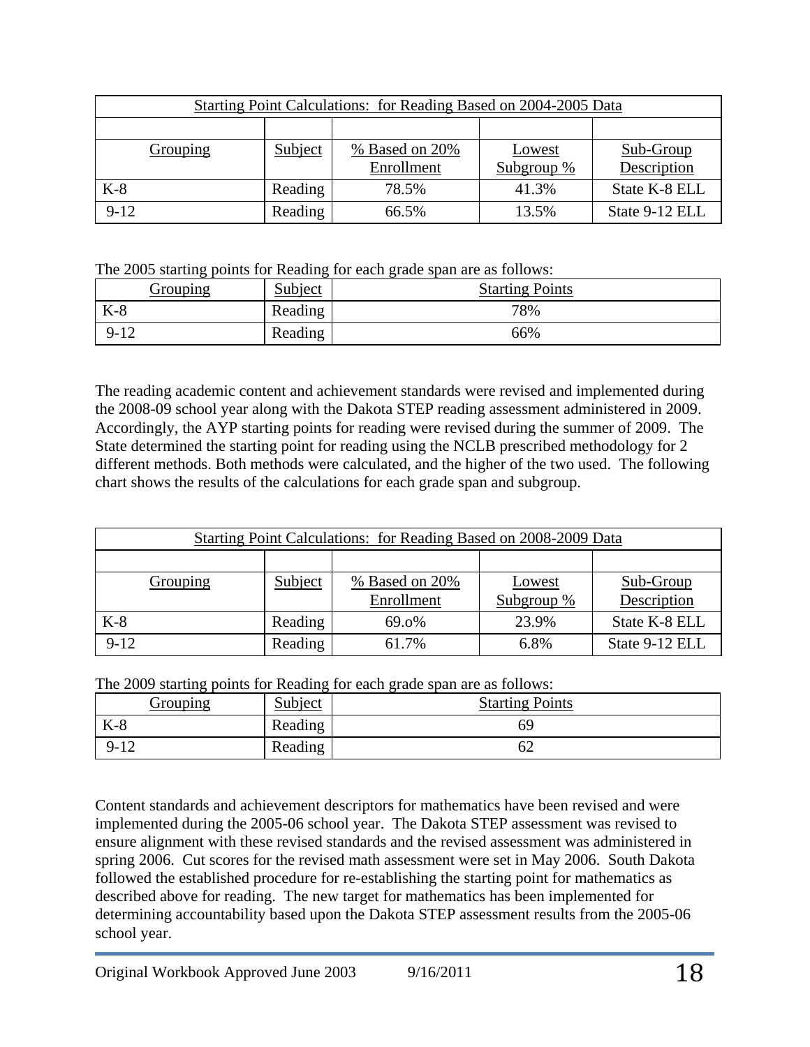| Starting Point Calculations: for Reading Based on 2004-2005 Data | | | | |
|---|---|---|---|---|
| | | | | |
| Grouping | Subject | % Based on 20% Enrollment | Lowest Subgroup % | Sub-Group Description |
| K-8 | Reading | 78.5% | 41.3% | State K-8 ELL |
| 9-12 | Reading | 66.5% | 13.5% | State 9-12 ELL |

The 2005 starting points for Reading for each grade span are as follows:

| Grouping | Subject | Starting Points |
|---|---|---|
| K-8 | Reading | 78% |
| 9-12 | Reading | 66% |

The reading academic content and achievement standards were revised and implemented during the 2008-09 school year along with the Dakota STEP reading assessment administered in 2009. Accordingly, the AYP starting points for reading were revised during the summer of 2009. The State determined the starting point for reading using the NCLB prescribed methodology for 2 different methods. Both methods were calculated, and the higher of the two used. The following chart shows the results of the calculations for each grade span and subgroup.

| Starting Point Calculations: for Reading Based on 2008-2009 Data | | | | |
|---|---|---|---|---|
| | | | | |
| Grouping | Subject | % Based on 20% Enrollment | Lowest Subgroup % | Sub-Group Description |
| K-8 | Reading | 69.o% | 23.9% | State K-8 ELL |
| 9-12 | Reading | 61.7% | 6.8% | State 9-12 ELL |

The 2009 starting points for Reading for each grade span are as follows:

| Grouping | Subject | Starting Points |
|---|---|---|
| K-8 | Reading | 69 |
| 9-12 | Reading | 62 |

Content standards and achievement descriptors for mathematics have been revised and were implemented during the 2005-06 school year. The Dakota STEP assessment was revised to ensure alignment with these revised standards and the revised assessment was administered in spring 2006. Cut scores for the revised math assessment were set in May 2006. South Dakota followed the established procedure for re-establishing the starting point for mathematics as described above for reading. The new target for mathematics has been implemented for determining accountability based upon the Dakota STEP assessment results from the 2005-06 school year.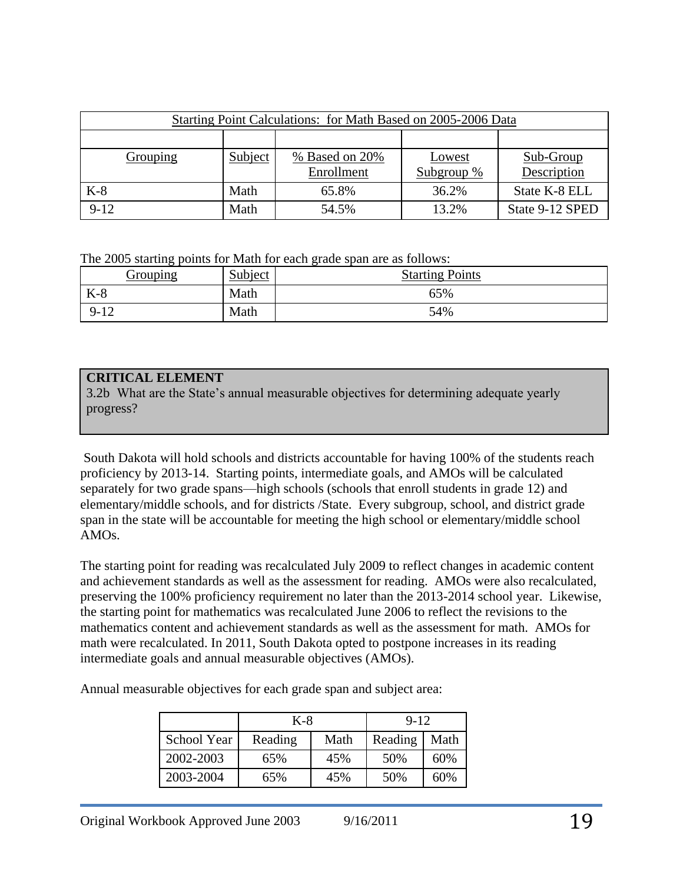| Starting Point Calculations: for Math Based on 2005-2006 Data | | | | |
|---|---|---|---|---|
| | | | | |
| Grouping | Subject | % Based on 20% Enrollment | Lowest Subgroup % | Sub-Group Description |
| K-8 | Math | 65.8% | 36.2% | State K-8 ELL |
| 9-12 | Math | 54.5% | 13.2% | State 9-12 SPED |

The 2005 starting points for Math for each grade span are as follows:

| Grouping | Subject | Starting Points |
|---|---|---|
| K-8 | Math | 65% |
| 9-12 | Math | 54% |

**CRITICAL ELEMENT**

3.2b What are the State's annual measurable objectives for determining adequate yearly progress?

South Dakota will hold schools and districts accountable for having 100% of the students reach proficiency by 2013-14. Starting points, intermediate goals, and AMOs will be calculated separately for two grade spans—high schools (schools that enroll students in grade 12) and elementary/middle schools, and for districts /State. Every subgroup, school, and district grade span in the state will be accountable for meeting the high school or elementary/middle school AMOs.

The starting point for reading was recalculated July 2009 to reflect changes in academic content and achievement standards as well as the assessment for reading. AMOs were also recalculated, preserving the 100% proficiency requirement no later than the 2013-2014 school year. Likewise, the starting point for mathematics was recalculated June 2006 to reflect the revisions to the mathematics content and achievement standards as well as the assessment for math. AMOs for math were recalculated. In 2011, South Dakota opted to postpone increases in its reading intermediate goals and annual measurable objectives (AMOs).

Annual measurable objectives for each grade span and subject area:

| | K-8 | | 9-12 | |
|---|---|---|---|---|
| School Year | Reading | Math | Reading | Math |
| 2002-2003 | 65% | 45% | 50% | 60% |
| 2003-2004 | 65% | 45% | 50% | 60% |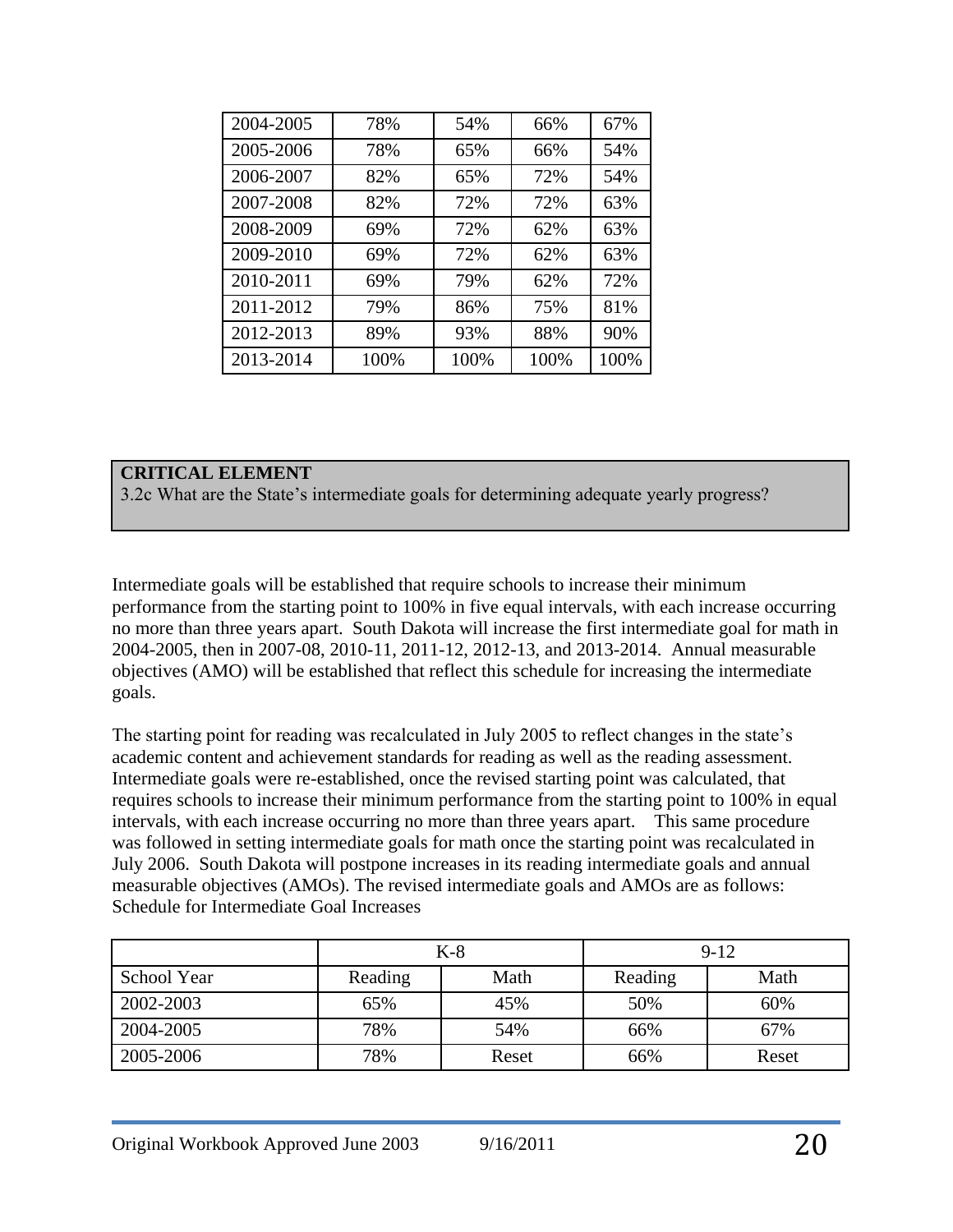| | | | | |
|---|---|---|---|---|
| 2004-2005 | 78% | 54% | 66% | 67% |
| 2005-2006 | 78% | 65% | 66% | 54% |
| 2006-2007 | 82% | 65% | 72% | 54% |
| 2007-2008 | 82% | 72% | 72% | 63% |
| 2008-2009 | 69% | 72% | 62% | 63% |
| 2009-2010 | 69% | 72% | 62% | 63% |
| 2010-2011 | 69% | 79% | 62% | 72% |
| 2011-2012 | 79% | 86% | 75% | 81% |
| 2012-2013 | 89% | 93% | 88% | 90% |
| 2013-2014 | 100% | 100% | 100% | 100% |

**CRITICAL ELEMENT**
3.2c What are the State's intermediate goals for determining adequate yearly progress?

Intermediate goals will be established that require schools to increase their minimum performance from the starting point to 100% in five equal intervals, with each increase occurring no more than three years apart. South Dakota will increase the first intermediate goal for math in 2004-2005, then in 2007-08, 2010-11, 2011-12, 2012-13, and 2013-2014. Annual measurable objectives (AMO) will be established that reflect this schedule for increasing the intermediate goals.

The starting point for reading was recalculated in July 2005 to reflect changes in the state's academic content and achievement standards for reading as well as the reading assessment. Intermediate goals were re-established, once the revised starting point was calculated, that requires schools to increase their minimum performance from the starting point to 100% in equal intervals, with each increase occurring no more than three years apart. This same procedure was followed in setting intermediate goals for math once the starting point was recalculated in July 2006. South Dakota will postpone increases in its reading intermediate goals and annual measurable objectives (AMOs). The revised intermediate goals and AMOs are as follows:
Schedule for Intermediate Goal Increases

| | K-8 | | 9-12 | |
|---|---|---|---|---|
| School Year | Reading | Math | Reading | Math |
| 2002-2003 | 65% | 45% | 50% | 60% |
| 2004-2005 | 78% | 54% | 66% | 67% |
| 2005-2006 | 78% | Reset | 66% | Reset |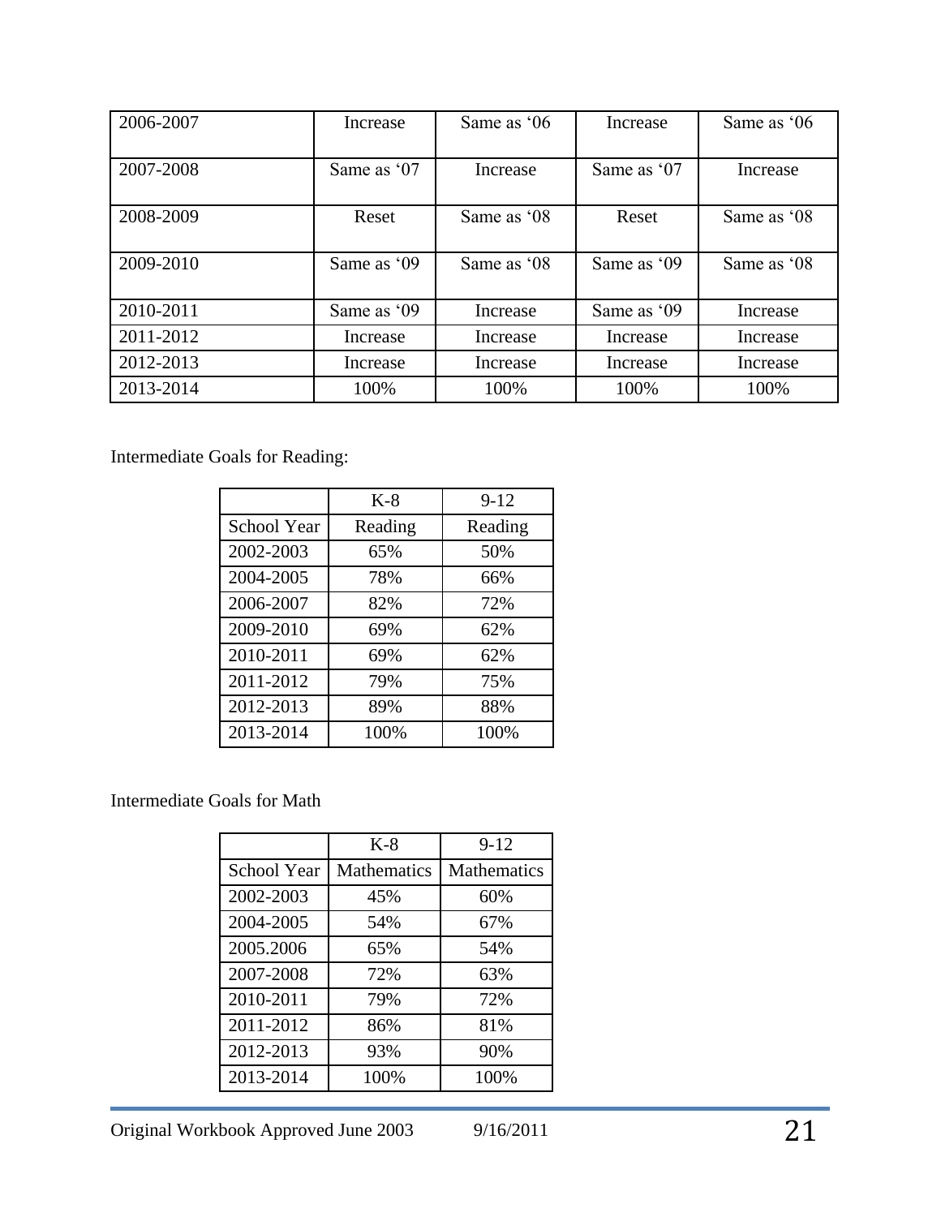| | | | | |
|---|---|---|---|---|
| 2006-2007 | Increase | Same as '06 | Increase | Same as '06 |
| 2007-2008 | Same as '07 | Increase | Same as '07 | Increase |
| 2008-2009 | Reset | Same as '08 | Reset | Same as '08 |
| 2009-2010 | Same as '09 | Same as '08 | Same as '09 | Same as '08 |
| 2010-2011 | Same as '09 | Increase | Same as '09 | Increase |
| 2011-2012 | Increase | Increase | Increase | Increase |
| 2012-2013 | Increase | Increase | Increase | Increase |
| 2013-2014 | 100% | 100% | 100% | 100% |

Intermediate Goals for Reading:

| | K-8 | 9-12 |
|---|---|---|
| School Year | Reading | Reading |
| 2002-2003 | 65% | 50% |
| 2004-2005 | 78% | 66% |
| 2006-2007 | 82% | 72% |
| 2009-2010 | 69% | 62% |
| 2010-2011 | 69% | 62% |
| 2011-2012 | 79% | 75% |
| 2012-2013 | 89% | 88% |
| 2013-2014 | 100% | 100% |

Intermediate Goals for Math

| | K-8 | 9-12 |
|---|---|---|
| School Year | Mathematics | Mathematics |
| 2002-2003 | 45% | 60% |
| 2004-2005 | 54% | 67% |
| 2005.2006 | 65% | 54% |
| 2007-2008 | 72% | 63% |
| 2010-2011 | 79% | 72% |
| 2011-2012 | 86% | 81% |
| 2012-2013 | 93% | 90% |
| 2013-2014 | 100% | 100% |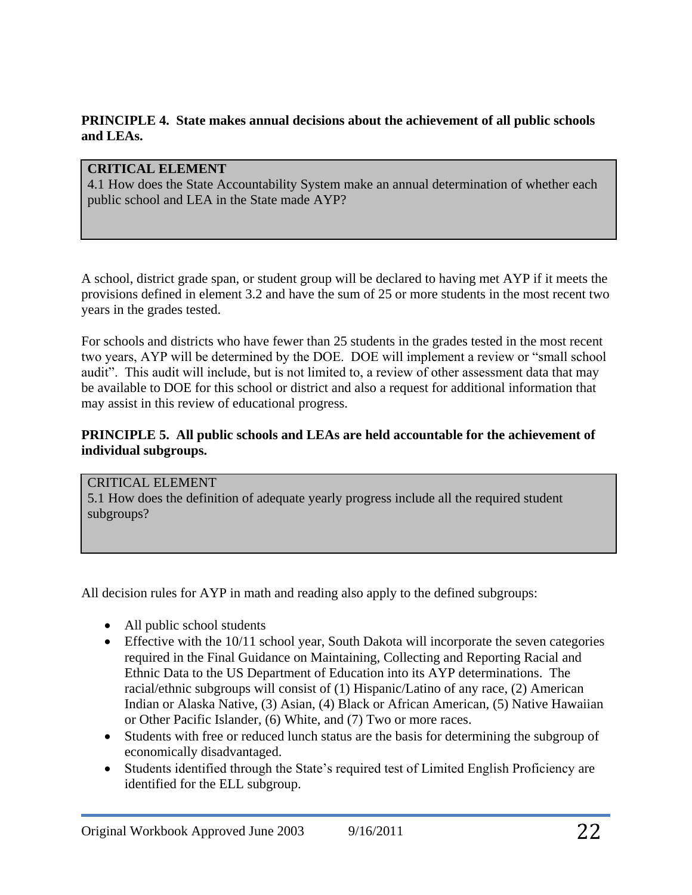**PRINCIPLE 4. State makes annual decisions about the achievement of all public schools and LEAs.**

> **CRITICAL ELEMENT**
> 4.1 How does the State Accountability System make an annual determination of whether each public school and LEA in the State made AYP?

A school, district grade span, or student group will be declared to having met AYP if it meets the provisions defined in element 3.2 and have the sum of 25 or more students in the most recent two years in the grades tested.

For schools and districts who have fewer than 25 students in the grades tested in the most recent two years, AYP will be determined by the DOE. DOE will implement a review or "small school audit". This audit will include, but is not limited to, a review of other assessment data that may be available to DOE for this school or district and also a request for additional information that may assist in this review of educational progress.

**PRINCIPLE 5. All public schools and LEAs are held accountable for the achievement of individual subgroups.**

> CRITICAL ELEMENT
> 5.1 How does the definition of adequate yearly progress include all the required student subgroups?

All decision rules for AYP in math and reading also apply to the defined subgroups:

- All public school students
- Effective with the 10/11 school year, South Dakota will incorporate the seven categories required in the Final Guidance on Maintaining, Collecting and Reporting Racial and Ethnic Data to the US Department of Education into its AYP determinations. The racial/ethnic subgroups will consist of (1) Hispanic/Latino of any race, (2) American Indian or Alaska Native, (3) Asian, (4) Black or African American, (5) Native Hawaiian or Other Pacific Islander, (6) White, and (7) Two or more races.
- Students with free or reduced lunch status are the basis for determining the subgroup of economically disadvantaged.
- Students identified through the State's required test of Limited English Proficiency are identified for the ELL subgroup.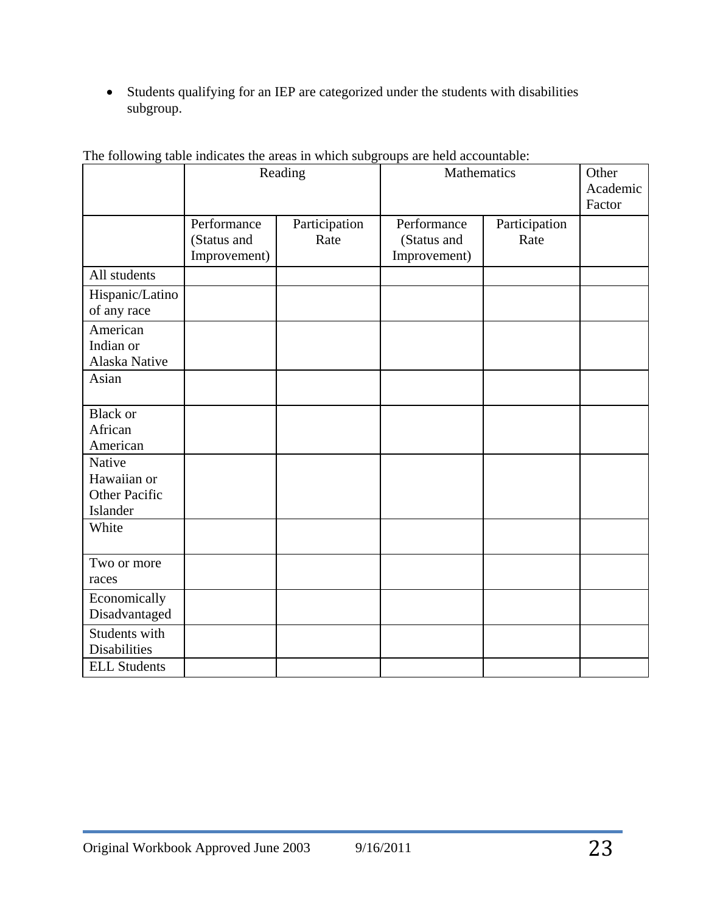- Students qualifying for an IEP are categorized under the students with disabilities subgroup.

The following table indicates the areas in which subgroups are held accountable:

| | Reading | | Mathematics | | Other Academic Factor |
|---|---|---|---|---|---|
| | Performance (Status and Improvement) | Participation Rate | Performance (Status and Improvement) | Participation Rate | |
| All students | | | | | |
| Hispanic/Latino of any race | | | | | |
| American Indian or Alaska Native | | | | | |
| Asian | | | | | |
| Black or African American | | | | | |
| Native Hawaiian or Other Pacific Islander | | | | | |
| White | | | | | |
| Two or more races | | | | | |
| Economically Disadvantaged | | | | | |
| Students with Disabilities | | | | | |
| ELL Students | | | | | |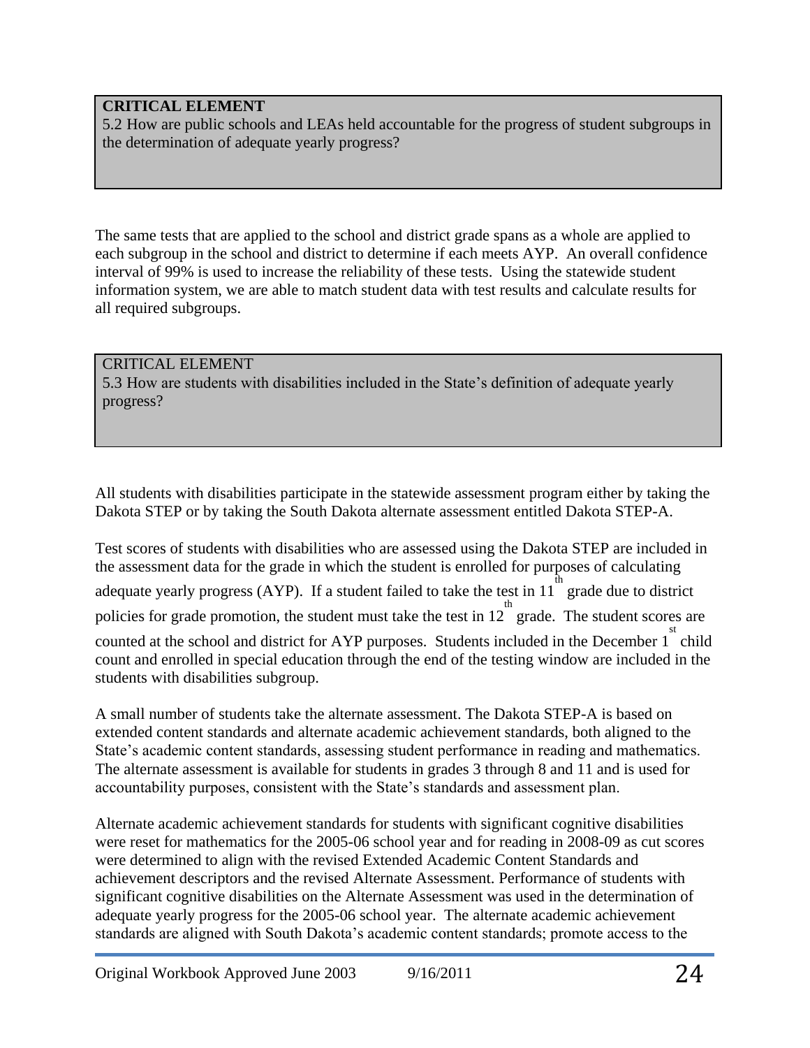**CRITICAL ELEMENT**
5.2 How are public schools and LEAs held accountable for the progress of student subgroups in the determination of adequate yearly progress?

The same tests that are applied to the school and district grade spans as a whole are applied to each subgroup in the school and district to determine if each meets AYP. An overall confidence interval of 99% is used to increase the reliability of these tests. Using the statewide student information system, we are able to match student data with test results and calculate results for all required subgroups.

CRITICAL ELEMENT
5.3 How are students with disabilities included in the State's definition of adequate yearly progress?

All students with disabilities participate in the statewide assessment program either by taking the Dakota STEP or by taking the South Dakota alternate assessment entitled Dakota STEP-A.

Test scores of students with disabilities who are assessed using the Dakota STEP are included in the assessment data for the grade in which the student is enrolled for purposes of calculating adequate yearly progress (AYP). If a student failed to take the test in 11th grade due to district policies for grade promotion, the student must take the test in 12th grade. The student scores are counted at the school and district for AYP purposes. Students included in the December 1st child count and enrolled in special education through the end of the testing window are included in the students with disabilities subgroup.

A small number of students take the alternate assessment. The Dakota STEP-A is based on extended content standards and alternate academic achievement standards, both aligned to the State's academic content standards, assessing student performance in reading and mathematics. The alternate assessment is available for students in grades 3 through 8 and 11 and is used for accountability purposes, consistent with the State's standards and assessment plan.

Alternate academic achievement standards for students with significant cognitive disabilities were reset for mathematics for the 2005-06 school year and for reading in 2008-09 as cut scores were determined to align with the revised Extended Academic Content Standards and achievement descriptors and the revised Alternate Assessment. Performance of students with significant cognitive disabilities on the Alternate Assessment was used in the determination of adequate yearly progress for the 2005-06 school year. The alternate academic achievement standards are aligned with South Dakota's academic content standards; promote access to the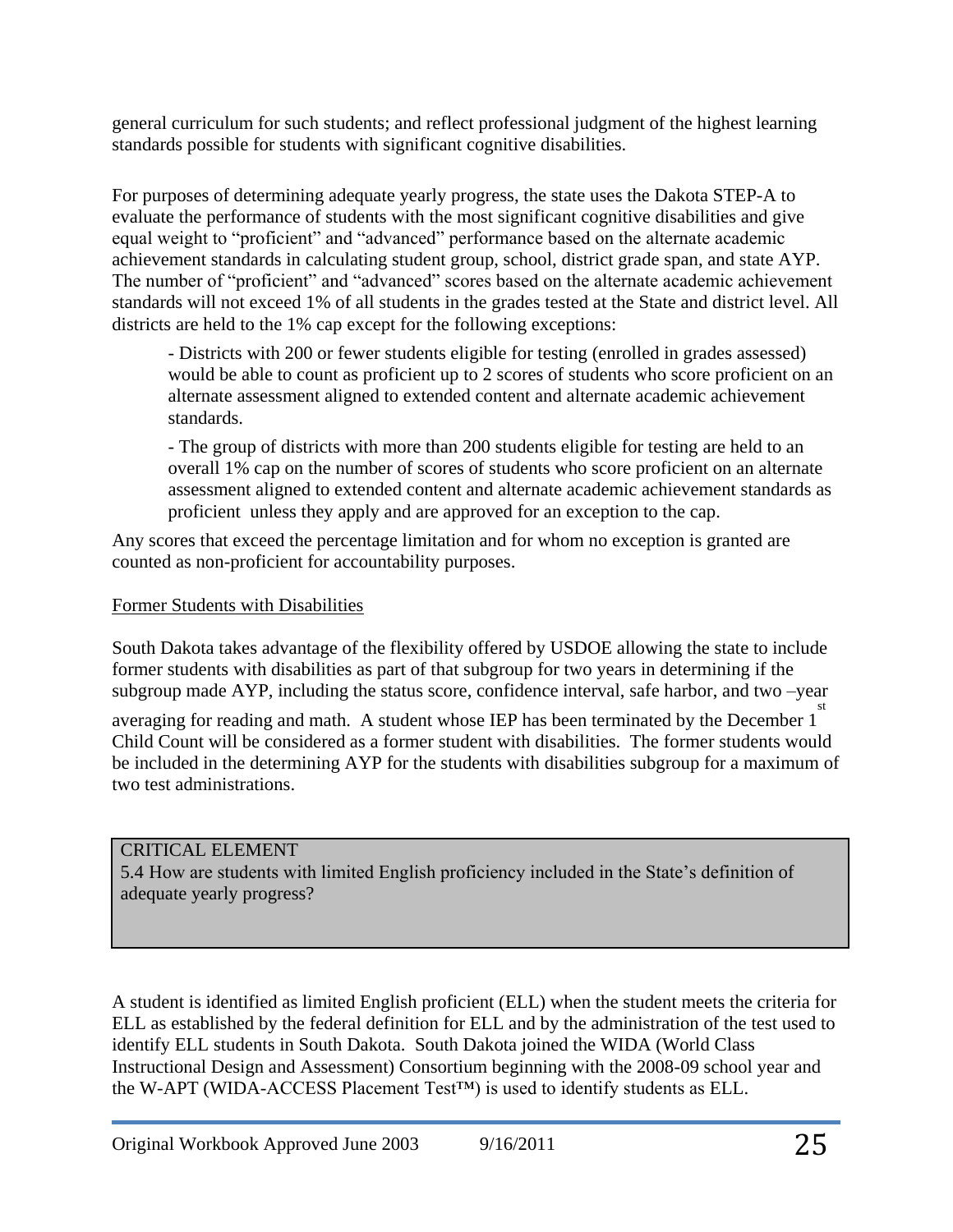general curriculum for such students; and reflect professional judgment of the highest learning standards possible for students with significant cognitive disabilities.

For purposes of determining adequate yearly progress, the state uses the Dakota STEP-A to evaluate the performance of students with the most significant cognitive disabilities and give equal weight to "proficient" and "advanced" performance based on the alternate academic achievement standards in calculating student group, school, district grade span, and state AYP. The number of "proficient" and "advanced" scores based on the alternate academic achievement standards will not exceed 1% of all students in the grades tested at the State and district level. All districts are held to the 1% cap except for the following exceptions:

- Districts with 200 or fewer students eligible for testing (enrolled in grades assessed) would be able to count as proficient up to 2 scores of students who score proficient on an alternate assessment aligned to extended content and alternate academic achievement standards.
- The group of districts with more than 200 students eligible for testing are held to an overall 1% cap on the number of scores of students who score proficient on an alternate assessment aligned to extended content and alternate academic achievement standards as proficient unless they apply and are approved for an exception to the cap.

Any scores that exceed the percentage limitation and for whom no exception is granted are counted as non-proficient for accountability purposes.

Former Students with Disabilities

South Dakota takes advantage of the flexibility offered by USDOE allowing the state to include former students with disabilities as part of that subgroup for two years in determining if the subgroup made AYP, including the status score, confidence interval, safe harbor, and two –year averaging for reading and math. A student whose IEP has been terminated by the December 1st Child Count will be considered as a former student with disabilities. The former students would be included in the determining AYP for the students with disabilities subgroup for a maximum of two test administrations.

| CRITICAL ELEMENT<br>5.4 How are students with limited English proficiency included in the State's definition of adequate yearly progress? |
|---|

A student is identified as limited English proficient (ELL) when the student meets the criteria for ELL as established by the federal definition for ELL and by the administration of the test used to identify ELL students in South Dakota. South Dakota joined the WIDA (World Class Instructional Design and Assessment) Consortium beginning with the 2008-09 school year and the W-APT (WIDA-ACCESS Placement Test™) is used to identify students as ELL.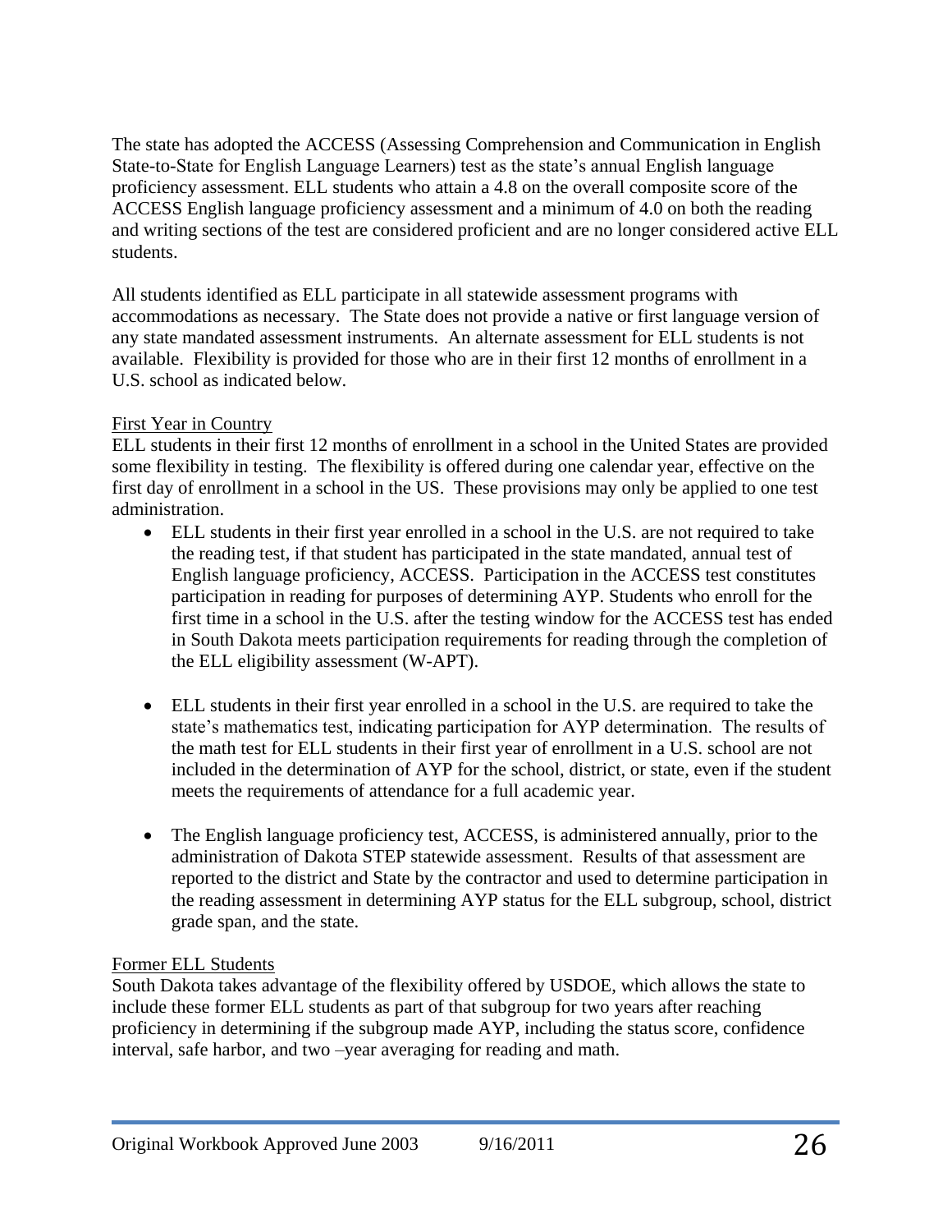The state has adopted the ACCESS (Assessing Comprehension and Communication in English State-to-State for English Language Learners) test as the state's annual English language proficiency assessment. ELL students who attain a 4.8 on the overall composite score of the ACCESS English language proficiency assessment and a minimum of 4.0 on both the reading and writing sections of the test are considered proficient and are no longer considered active ELL students.

All students identified as ELL participate in all statewide assessment programs with accommodations as necessary. The State does not provide a native or first language version of any state mandated assessment instruments. An alternate assessment for ELL students is not available. Flexibility is provided for those who are in their first 12 months of enrollment in a U.S. school as indicated below.

First Year in Country

ELL students in their first 12 months of enrollment in a school in the United States are provided some flexibility in testing. The flexibility is offered during one calendar year, effective on the first day of enrollment in a school in the US. These provisions may only be applied to one test administration.

- ELL students in their first year enrolled in a school in the U.S. are not required to take the reading test, if that student has participated in the state mandated, annual test of English language proficiency, ACCESS. Participation in the ACCESS test constitutes participation in reading for purposes of determining AYP. Students who enroll for the first time in a school in the U.S. after the testing window for the ACCESS test has ended in South Dakota meets participation requirements for reading through the completion of the ELL eligibility assessment (W-APT).

- ELL students in their first year enrolled in a school in the U.S. are required to take the state's mathematics test, indicating participation for AYP determination. The results of the math test for ELL students in their first year of enrollment in a U.S. school are not included in the determination of AYP for the school, district, or state, even if the student meets the requirements of attendance for a full academic year.

- The English language proficiency test, ACCESS, is administered annually, prior to the administration of Dakota STEP statewide assessment. Results of that assessment are reported to the district and State by the contractor and used to determine participation in the reading assessment in determining AYP status for the ELL subgroup, school, district grade span, and the state.

Former ELL Students

South Dakota takes advantage of the flexibility offered by USDOE, which allows the state to include these former ELL students as part of that subgroup for two years after reaching proficiency in determining if the subgroup made AYP, including the status score, confidence interval, safe harbor, and two –year averaging for reading and math.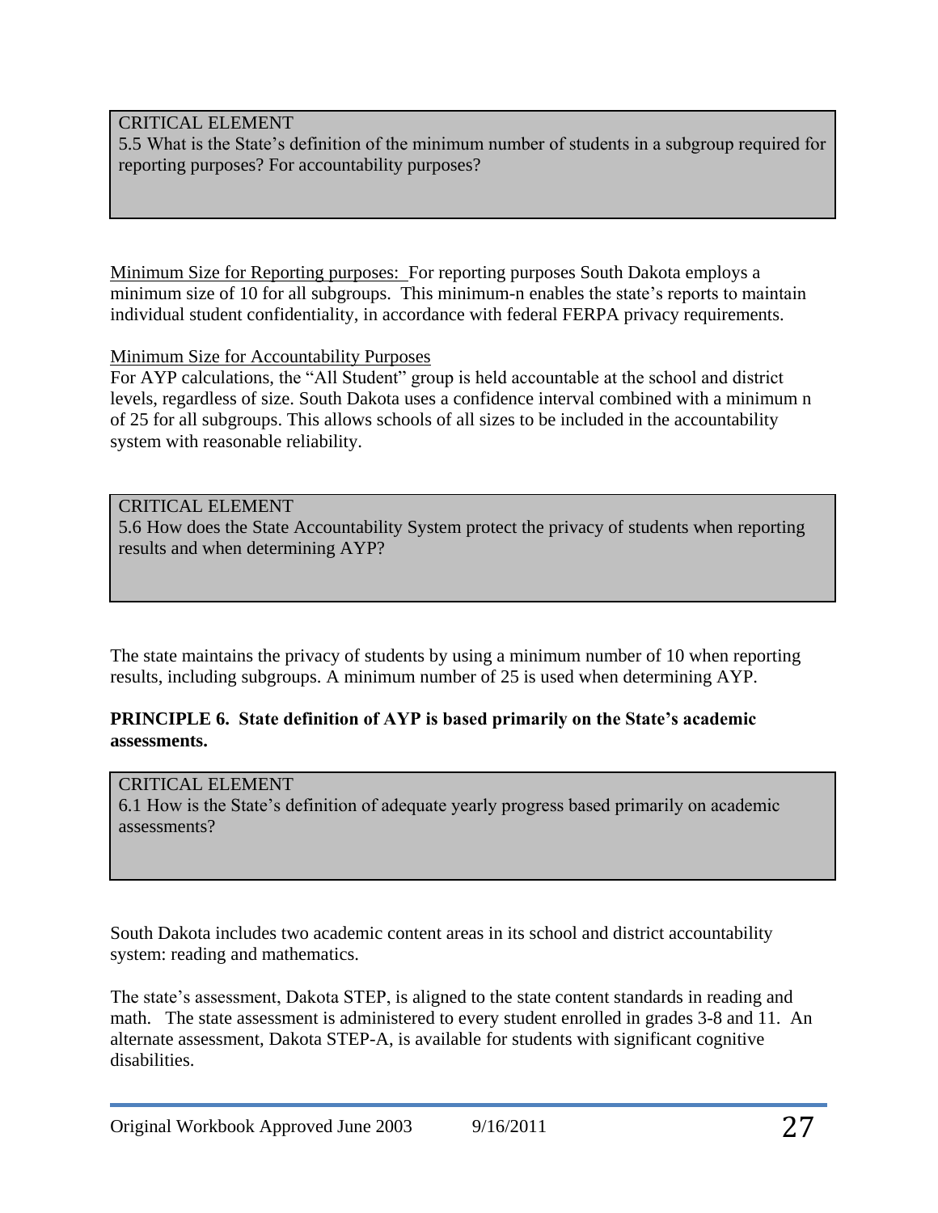CRITICAL ELEMENT
5.5 What is the State's definition of the minimum number of students in a subgroup required for reporting purposes? For accountability purposes?

Minimum Size for Reporting purposes: For reporting purposes South Dakota employs a minimum size of 10 for all subgroups. This minimum-n enables the state's reports to maintain individual student confidentiality, in accordance with federal FERPA privacy requirements.

Minimum Size for Accountability Purposes
For AYP calculations, the "All Student" group is held accountable at the school and district levels, regardless of size. South Dakota uses a confidence interval combined with a minimum n of 25 for all subgroups. This allows schools of all sizes to be included in the accountability system with reasonable reliability.

CRITICAL ELEMENT
5.6 How does the State Accountability System protect the privacy of students when reporting results and when determining AYP?

The state maintains the privacy of students by using a minimum number of 10 when reporting results, including subgroups. A minimum number of 25 is used when determining AYP.

**PRINCIPLE 6. State definition of AYP is based primarily on the State's academic assessments.**

CRITICAL ELEMENT
6.1 How is the State's definition of adequate yearly progress based primarily on academic assessments?

South Dakota includes two academic content areas in its school and district accountability system: reading and mathematics.

The state's assessment, Dakota STEP, is aligned to the state content standards in reading and math. The state assessment is administered to every student enrolled in grades 3-8 and 11. An alternate assessment, Dakota STEP-A, is available for students with significant cognitive disabilities.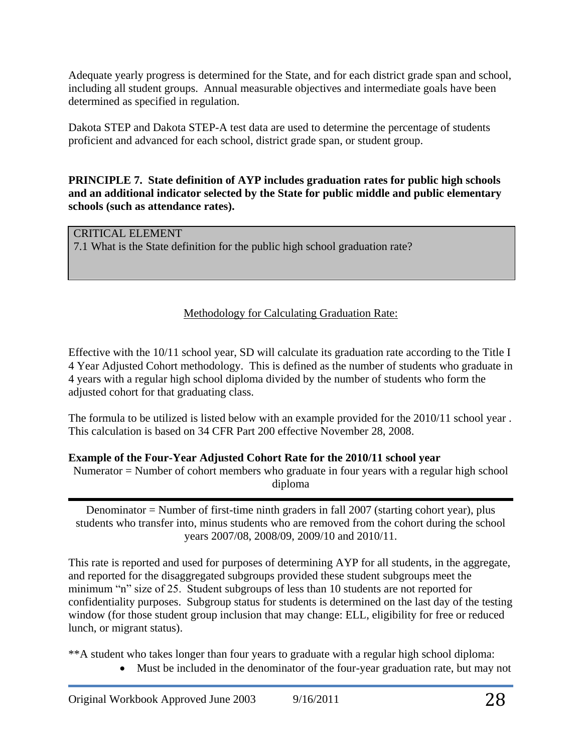Adequate yearly progress is determined for the State, and for each district grade span and school, including all student groups. Annual measurable objectives and intermediate goals have been determined as specified in regulation.

Dakota STEP and Dakota STEP-A test data are used to determine the percentage of students proficient and advanced for each school, district grade span, or student group.

**PRINCIPLE 7. State definition of AYP includes graduation rates for public high schools and an additional indicator selected by the State for public middle and public elementary schools (such as attendance rates).**

| CRITICAL ELEMENT<br>7.1 What is the State definition for the public high school graduation rate? |
|---|

Methodology for Calculating Graduation Rate:

Effective with the 10/11 school year, SD will calculate its graduation rate according to the Title I 4 Year Adjusted Cohort methodology. This is defined as the number of students who graduate in 4 years with a regular high school diploma divided by the number of students who form the adjusted cohort for that graduating class.

The formula to be utilized is listed below with an example provided for the 2010/11 school year . This calculation is based on 34 CFR Part 200 effective November 28, 2008.

**Example of the Four-Year Adjusted Cohort Rate for the 2010/11 school year**

$$\frac{\text{Numerator = Number of cohort members who graduate in four years with a regular high school diploma}}{\text{Denominator = Number of first-time ninth graders in fall 2007 (starting cohort year), plus students who transfer into, minus students who are removed from the cohort during the school years 2007/08, 2008/09, 2009/10 and 2010/11.}}$$

This rate is reported and used for purposes of determining AYP for all students, in the aggregate, and reported for the disaggregated subgroups provided these student subgroups meet the minimum "n" size of 25. Student subgroups of less than 10 students are not reported for confidentiality purposes. Subgroup status for students is determined on the last day of the testing window (for those student group inclusion that may change: ELL, eligibility for free or reduced lunch, or migrant status).

**A student who takes longer than four years to graduate with a regular high school diploma:

- Must be included in the denominator of the four-year graduation rate, but may not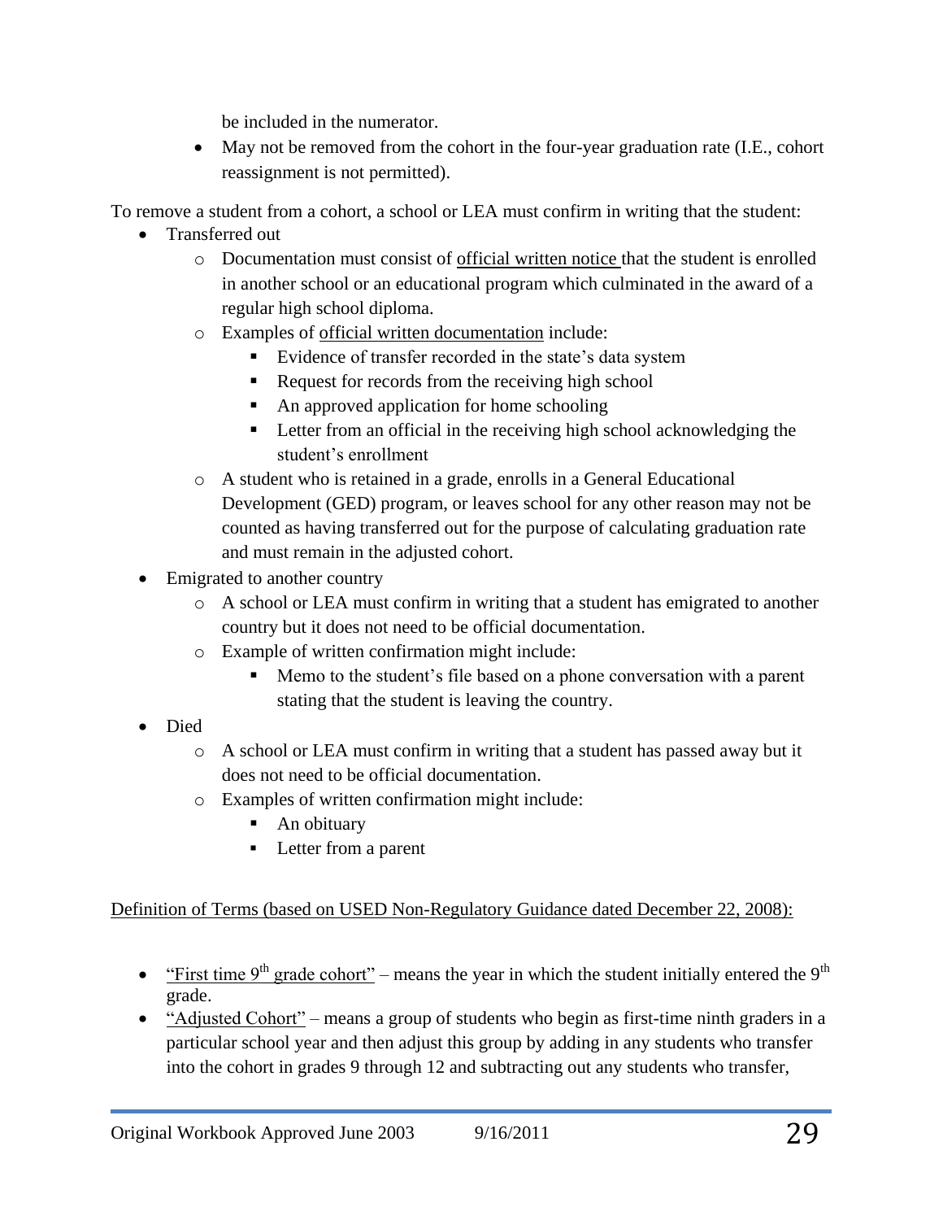be included in the numerator.

- May not be removed from the cohort in the four-year graduation rate (I.E., cohort reassignment is not permitted).

To remove a student from a cohort, a school or LEA must confirm in writing that the student:

- Transferred out
  - Documentation must consist of official written notice that the student is enrolled in another school or an educational program which culminated in the award of a regular high school diploma.
  - Examples of official written documentation include:
    - Evidence of transfer recorded in the state's data system
    - Request for records from the receiving high school
    - An approved application for home schooling
    - Letter from an official in the receiving high school acknowledging the student's enrollment
  - A student who is retained in a grade, enrolls in a General Educational Development (GED) program, or leaves school for any other reason may not be counted as having transferred out for the purpose of calculating graduation rate and must remain in the adjusted cohort.
- Emigrated to another country
  - A school or LEA must confirm in writing that a student has emigrated to another country but it does not need to be official documentation.
  - Example of written confirmation might include:
    - Memo to the student's file based on a phone conversation with a parent stating that the student is leaving the country.
- Died
  - A school or LEA must confirm in writing that a student has passed away but it does not need to be official documentation.
  - Examples of written confirmation might include:
    - An obituary
    - Letter from a parent

Definition of Terms (based on USED Non-Regulatory Guidance dated December 22, 2008):

- "First time 9th grade cohort" – means the year in which the student initially entered the 9th grade.
- "Adjusted Cohort" – means a group of students who begin as first-time ninth graders in a particular school year and then adjust this group by adding in any students who transfer into the cohort in grades 9 through 12 and subtracting out any students who transfer,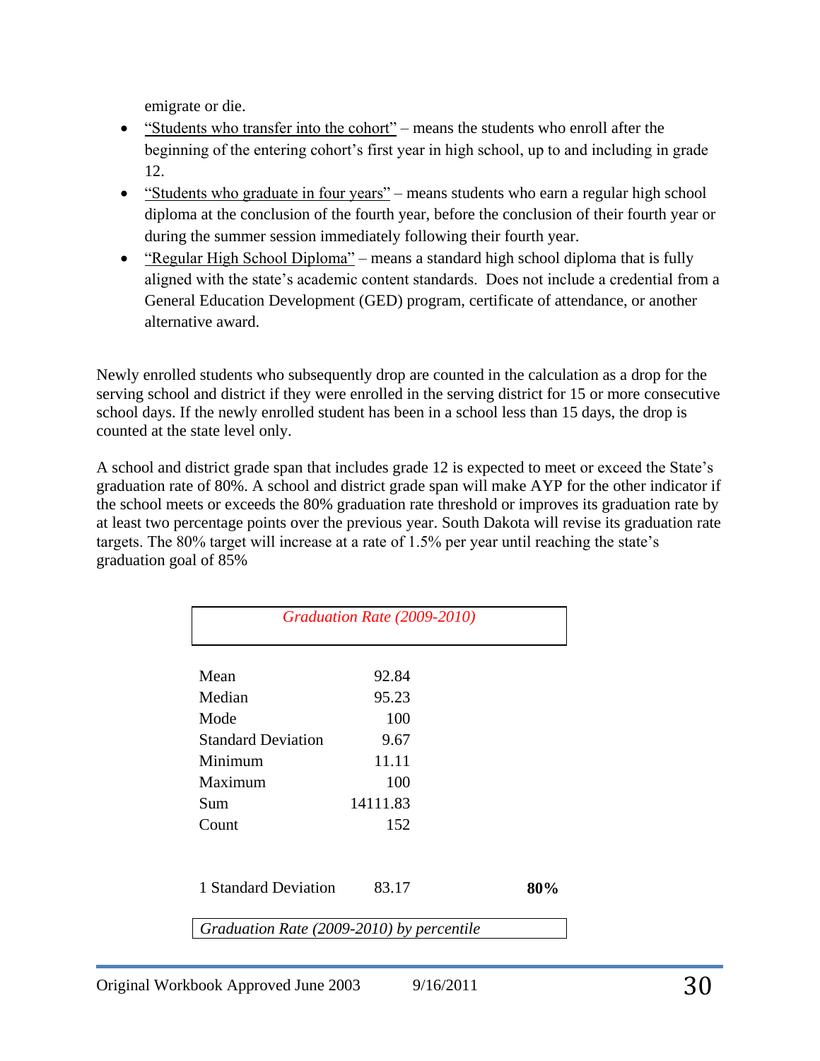emigrate or die.

- "Students who transfer into the cohort" – means the students who enroll after the beginning of the entering cohort's first year in high school, up to and including in grade 12.
- "Students who graduate in four years" – means students who earn a regular high school diploma at the conclusion of the fourth year, before the conclusion of their fourth year or during the summer session immediately following their fourth year.
- "Regular High School Diploma" – means a standard high school diploma that is fully aligned with the state's academic content standards. Does not include a credential from a General Education Development (GED) program, certificate of attendance, or another alternative award.

Newly enrolled students who subsequently drop are counted in the calculation as a drop for the serving school and district if they were enrolled in the serving district for 15 or more consecutive school days. If the newly enrolled student has been in a school less than 15 days, the drop is counted at the state level only.

A school and district grade span that includes grade 12 is expected to meet or exceed the State's graduation rate of 80%. A school and district grade span will make AYP for the other indicator if the school meets or exceeds the 80% graduation rate threshold or improves its graduation rate by at least two percentage points over the previous year. South Dakota will revise its graduation rate targets. The 80% target will increase at a rate of 1.5% per year until reaching the state's graduation goal of 85%

| *Graduation Rate (2009-2010)* | | |
|---|---|---|
| Mean | 92.84 | |
| Median | 95.23 | |
| Mode | 100 | |
| Standard Deviation | 9.67 | |
| Minimum | 11.11 | |
| Maximum | 100 | |
| Sum | 14111.83 | |
| Count | 152 | |
| 1 Standard Deviation | 83.17 | **80%** |

*Graduation Rate (2009-2010) by percentile*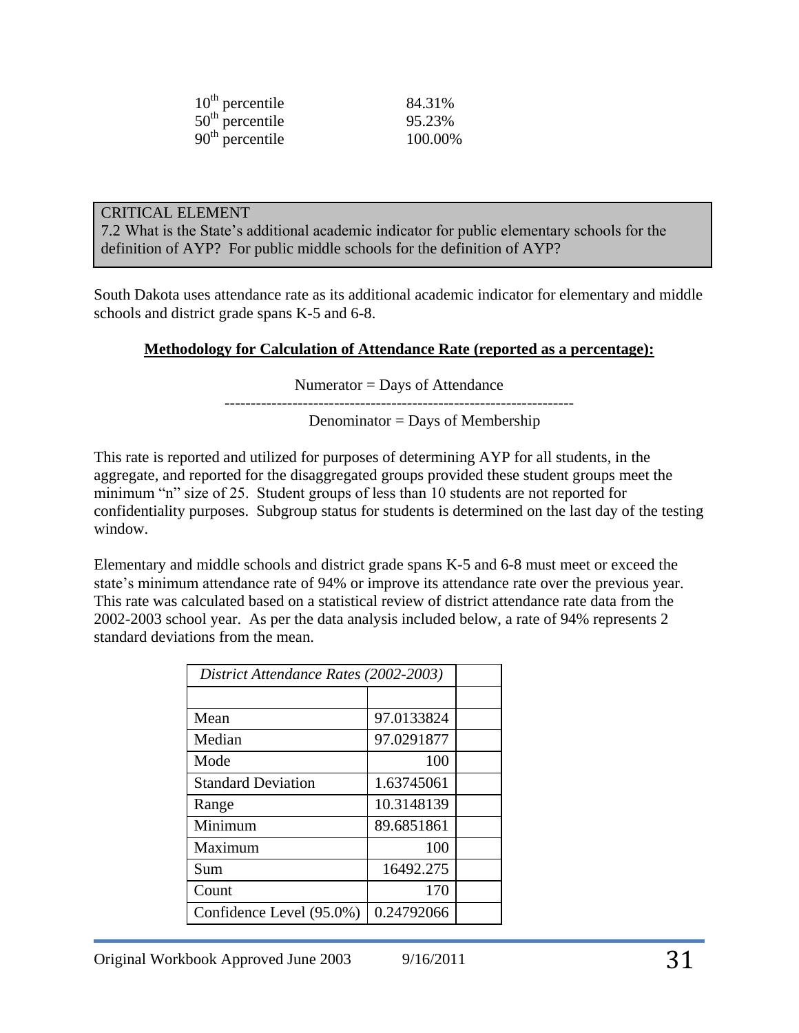| | |
|---|---|
| 10th percentile | 84.31% |
| 50th percentile | 95.23% |
| 90th percentile | 100.00% |

CRITICAL ELEMENT
7.2 What is the State's additional academic indicator for public elementary schools for the definition of AYP? For public middle schools for the definition of AYP?

South Dakota uses attendance rate as its additional academic indicator for elementary and middle schools and district grade spans K-5 and 6-8.

**Methodology for Calculation of Attendance Rate (reported as a percentage):**

$$\frac{\text{Numerator = Days of Attendance}}{\text{Denominator = Days of Membership}}$$

This rate is reported and utilized for purposes of determining AYP for all students, in the aggregate, and reported for the disaggregated groups provided these student groups meet the minimum "n" size of 25. Student groups of less than 10 students are not reported for confidentiality purposes. Subgroup status for students is determined on the last day of the testing window.

Elementary and middle schools and district grade spans K-5 and 6-8 must meet or exceed the state's minimum attendance rate of 94% or improve its attendance rate over the previous year. This rate was calculated based on a statistical review of district attendance rate data from the 2002-2003 school year. As per the data analysis included below, a rate of 94% represents 2 standard deviations from the mean.

| *District Attendance Rates (2002-2003)* | | |
|---|---|---|
| | | |
| Mean | 97.0133824 | |
| Median | 97.0291877 | |
| Mode | 100 | |
| Standard Deviation | 1.63745061 | |
| Range | 10.3148139 | |
| Minimum | 89.6851861 | |
| Maximum | 100 | |
| Sum | 16492.275 | |
| Count | 170 | |
| Confidence Level (95.0%) | 0.24792066 | |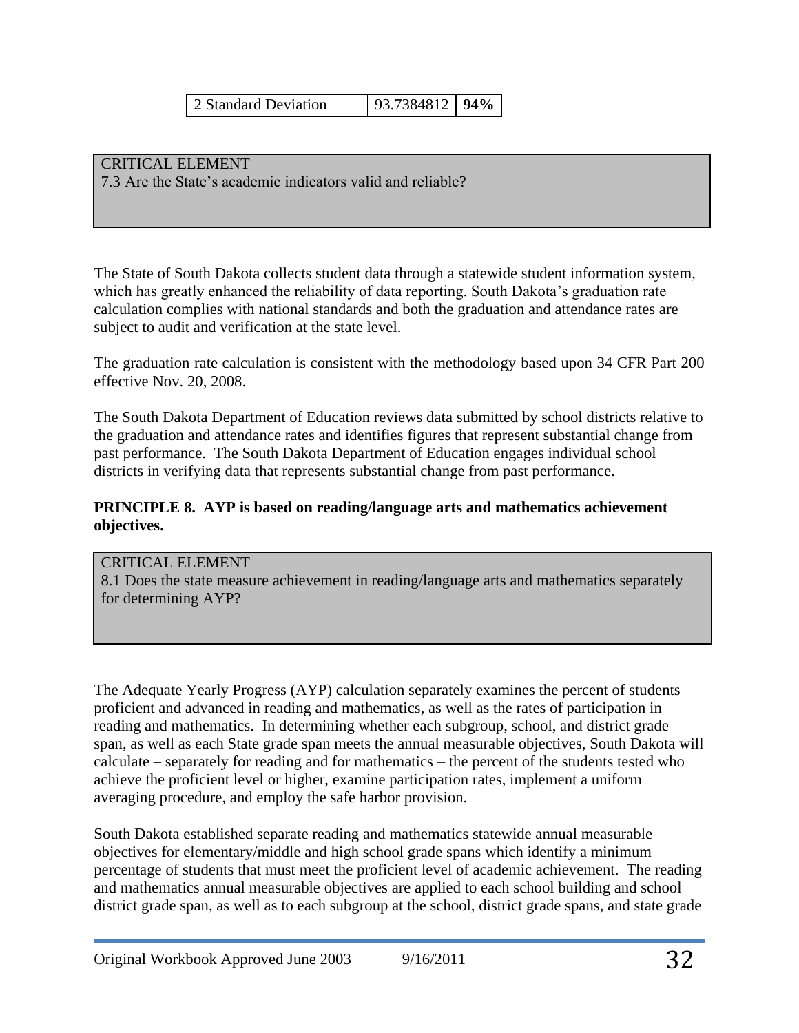| 2 Standard Deviation | 93.7384812 | **94%** |
|---|---|---|

| CRITICAL ELEMENT |
|---|
| 7.3 Are the State's academic indicators valid and reliable? |

The State of South Dakota collects student data through a statewide student information system, which has greatly enhanced the reliability of data reporting. South Dakota's graduation rate calculation complies with national standards and both the graduation and attendance rates are subject to audit and verification at the state level.

The graduation rate calculation is consistent with the methodology based upon 34 CFR Part 200 effective Nov. 20, 2008.

The South Dakota Department of Education reviews data submitted by school districts relative to the graduation and attendance rates and identifies figures that represent substantial change from past performance. The South Dakota Department of Education engages individual school districts in verifying data that represents substantial change from past performance.

**PRINCIPLE 8. AYP is based on reading/language arts and mathematics achievement objectives.**

| CRITICAL ELEMENT |
|---|
| 8.1 Does the state measure achievement in reading/language arts and mathematics separately for determining AYP? |

The Adequate Yearly Progress (AYP) calculation separately examines the percent of students proficient and advanced in reading and mathematics, as well as the rates of participation in reading and mathematics. In determining whether each subgroup, school, and district grade span, as well as each State grade span meets the annual measurable objectives, South Dakota will calculate – separately for reading and for mathematics – the percent of the students tested who achieve the proficient level or higher, examine participation rates, implement a uniform averaging procedure, and employ the safe harbor provision.

South Dakota established separate reading and mathematics statewide annual measurable objectives for elementary/middle and high school grade spans which identify a minimum percentage of students that must meet the proficient level of academic achievement. The reading and mathematics annual measurable objectives are applied to each school building and school district grade span, as well as to each subgroup at the school, district grade spans, and state grade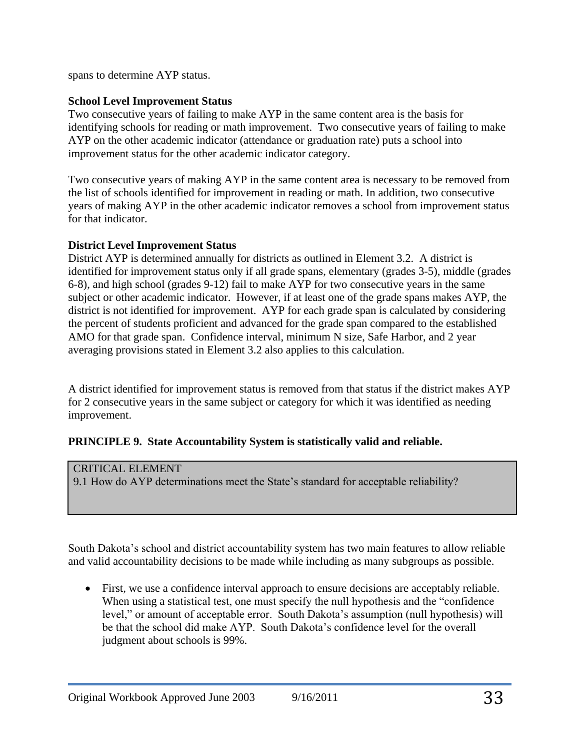spans to determine AYP status.

**School Level Improvement Status**
Two consecutive years of failing to make AYP in the same content area is the basis for identifying schools for reading or math improvement. Two consecutive years of failing to make AYP on the other academic indicator (attendance or graduation rate) puts a school into improvement status for the other academic indicator category.

Two consecutive years of making AYP in the same content area is necessary to be removed from the list of schools identified for improvement in reading or math. In addition, two consecutive years of making AYP in the other academic indicator removes a school from improvement status for that indicator.

**District Level Improvement Status**
District AYP is determined annually for districts as outlined in Element 3.2. A district is identified for improvement status only if all grade spans, elementary (grades 3-5), middle (grades 6-8), and high school (grades 9-12) fail to make AYP for two consecutive years in the same subject or other academic indicator. However, if at least one of the grade spans makes AYP, the district is not identified for improvement. AYP for each grade span is calculated by considering the percent of students proficient and advanced for the grade span compared to the established AMO for that grade span. Confidence interval, minimum N size, Safe Harbor, and 2 year averaging provisions stated in Element 3.2 also applies to this calculation.

A district identified for improvement status is removed from that status if the district makes AYP for 2 consecutive years in the same subject or category for which it was identified as needing improvement.

**PRINCIPLE 9. State Accountability System is statistically valid and reliable.**

| CRITICAL ELEMENT<br>9.1 How do AYP determinations meet the State's standard for acceptable reliability? |
|---|

South Dakota's school and district accountability system has two main features to allow reliable and valid accountability decisions to be made while including as many subgroups as possible.

- First, we use a confidence interval approach to ensure decisions are acceptably reliable. When using a statistical test, one must specify the null hypothesis and the "confidence level," or amount of acceptable error. South Dakota's assumption (null hypothesis) will be that the school did make AYP. South Dakota's confidence level for the overall judgment about schools is 99%.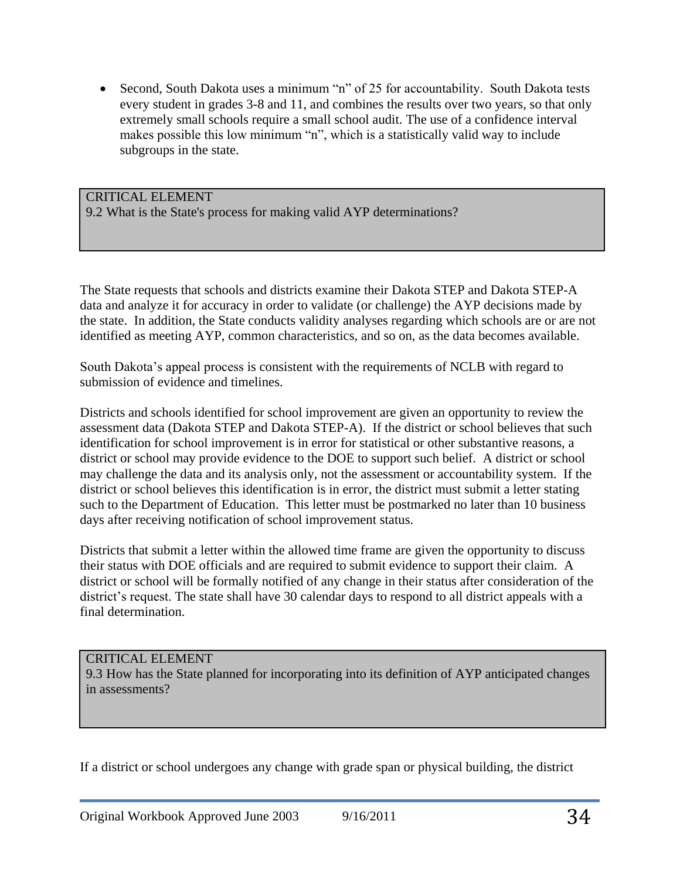- Second, South Dakota uses a minimum "n" of 25 for accountability. South Dakota tests every student in grades 3-8 and 11, and combines the results over two years, so that only extremely small schools require a small school audit. The use of a confidence interval makes possible this low minimum "n", which is a statistically valid way to include subgroups in the state.

| CRITICAL ELEMENT<br>9.2 What is the State's process for making valid AYP determinations? |
|---|

The State requests that schools and districts examine their Dakota STEP and Dakota STEP-A data and analyze it for accuracy in order to validate (or challenge) the AYP decisions made by the state. In addition, the State conducts validity analyses regarding which schools are or are not identified as meeting AYP, common characteristics, and so on, as the data becomes available.

South Dakota's appeal process is consistent with the requirements of NCLB with regard to submission of evidence and timelines.

Districts and schools identified for school improvement are given an opportunity to review the assessment data (Dakota STEP and Dakota STEP-A). If the district or school believes that such identification for school improvement is in error for statistical or other substantive reasons, a district or school may provide evidence to the DOE to support such belief. A district or school may challenge the data and its analysis only, not the assessment or accountability system. If the district or school believes this identification is in error, the district must submit a letter stating such to the Department of Education. This letter must be postmarked no later than 10 business days after receiving notification of school improvement status.

Districts that submit a letter within the allowed time frame are given the opportunity to discuss their status with DOE officials and are required to submit evidence to support their claim. A district or school will be formally notified of any change in their status after consideration of the district's request. The state shall have 30 calendar days to respond to all district appeals with a final determination.

| CRITICAL ELEMENT<br>9.3 How has the State planned for incorporating into its definition of AYP anticipated changes in assessments? |
|---|

If a district or school undergoes any change with grade span or physical building, the district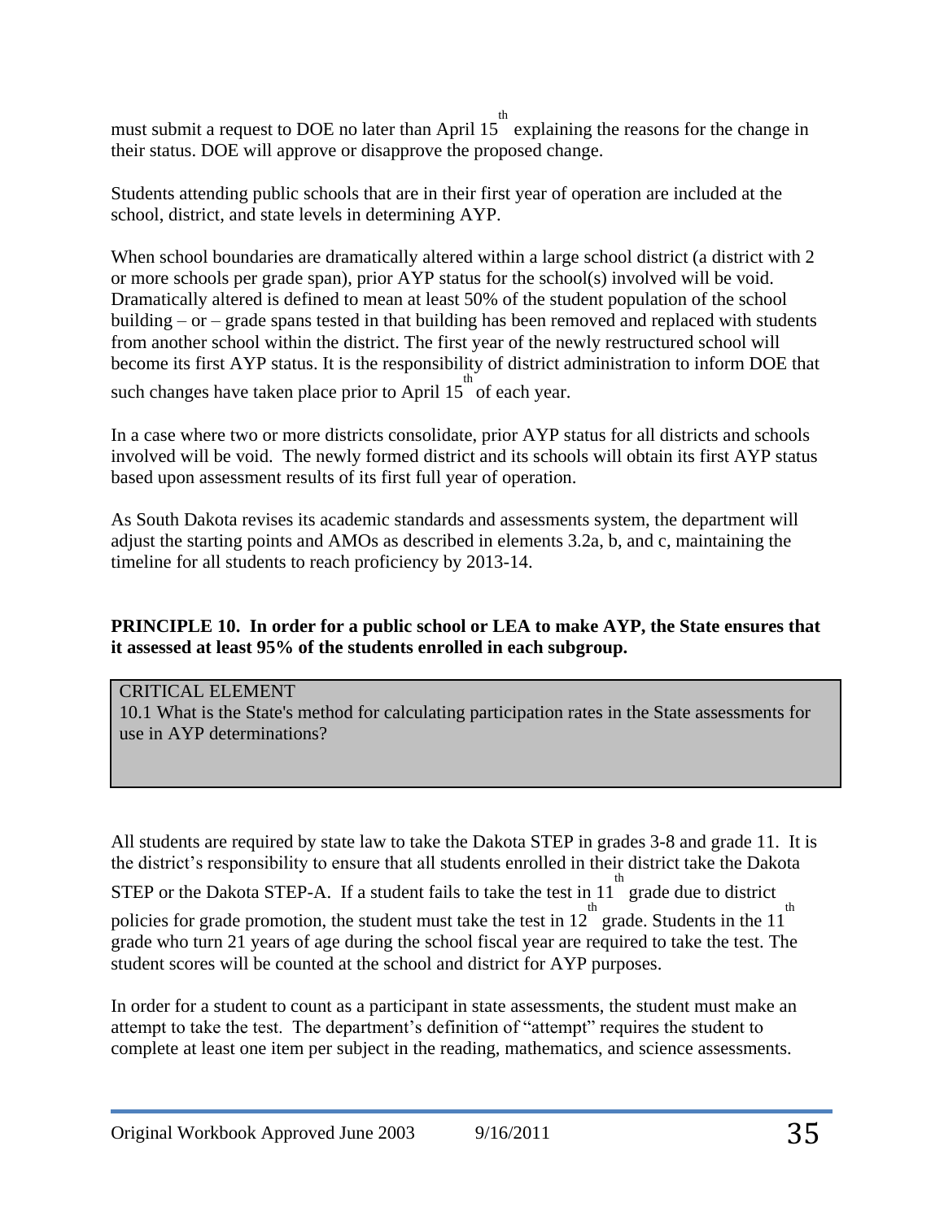must submit a request to DOE no later than April 15th explaining the reasons for the change in their status. DOE will approve or disapprove the proposed change.

Students attending public schools that are in their first year of operation are included at the school, district, and state levels in determining AYP.

When school boundaries are dramatically altered within a large school district (a district with 2 or more schools per grade span), prior AYP status for the school(s) involved will be void. Dramatically altered is defined to mean at least 50% of the student population of the school building – or – grade spans tested in that building has been removed and replaced with students from another school within the district. The first year of the newly restructured school will become its first AYP status. It is the responsibility of district administration to inform DOE that such changes have taken place prior to April 15th of each year.

In a case where two or more districts consolidate, prior AYP status for all districts and schools involved will be void. The newly formed district and its schools will obtain its first AYP status based upon assessment results of its first full year of operation.

As South Dakota revises its academic standards and assessments system, the department will adjust the starting points and AMOs as described in elements 3.2a, b, and c, maintaining the timeline for all students to reach proficiency by 2013-14.

**PRINCIPLE 10. In order for a public school or LEA to make AYP, the State ensures that it assessed at least 95% of the students enrolled in each subgroup.**

| CRITICAL ELEMENT<br>10.1 What is the State's method for calculating participation rates in the State assessments for use in AYP determinations? |
|---|

All students are required by state law to take the Dakota STEP in grades 3-8 and grade 11. It is the district's responsibility to ensure that all students enrolled in their district take the Dakota STEP or the Dakota STEP-A. If a student fails to take the test in 11th grade due to district policies for grade promotion, the student must take the test in 12th grade. Students in the 11th grade who turn 21 years of age during the school fiscal year are required to take the test. The student scores will be counted at the school and district for AYP purposes.

In order for a student to count as a participant in state assessments, the student must make an attempt to take the test. The department's definition of "attempt" requires the student to complete at least one item per subject in the reading, mathematics, and science assessments.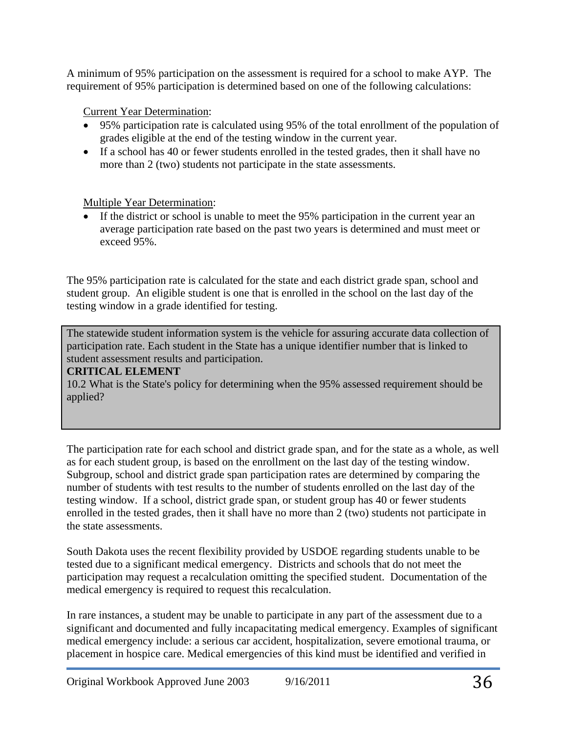A minimum of 95% participation on the assessment is required for a school to make AYP. The requirement of 95% participation is determined based on one of the following calculations:

Current Year Determination:

- 95% participation rate is calculated using 95% of the total enrollment of the population of grades eligible at the end of the testing window in the current year.
- If a school has 40 or fewer students enrolled in the tested grades, then it shall have no more than 2 (two) students not participate in the state assessments.

Multiple Year Determination:

- If the district or school is unable to meet the 95% participation in the current year an average participation rate based on the past two years is determined and must meet or exceed 95%.

The 95% participation rate is calculated for the state and each district grade span, school and student group. An eligible student is one that is enrolled in the school on the last day of the testing window in a grade identified for testing.

The statewide student information system is the vehicle for assuring accurate data collection of participation rate. Each student in the State has a unique identifier number that is linked to student assessment results and participation.

**CRITICAL ELEMENT**

10.2 What is the State's policy for determining when the 95% assessed requirement should be applied?

The participation rate for each school and district grade span, and for the state as a whole, as well as for each student group, is based on the enrollment on the last day of the testing window. Subgroup, school and district grade span participation rates are determined by comparing the number of students with test results to the number of students enrolled on the last day of the testing window. If a school, district grade span, or student group has 40 or fewer students enrolled in the tested grades, then it shall have no more than 2 (two) students not participate in the state assessments.

South Dakota uses the recent flexibility provided by USDOE regarding students unable to be tested due to a significant medical emergency. Districts and schools that do not meet the participation may request a recalculation omitting the specified student. Documentation of the medical emergency is required to request this recalculation.

In rare instances, a student may be unable to participate in any part of the assessment due to a significant and documented and fully incapacitating medical emergency. Examples of significant medical emergency include: a serious car accident, hospitalization, severe emotional trauma, or placement in hospice care. Medical emergencies of this kind must be identified and verified in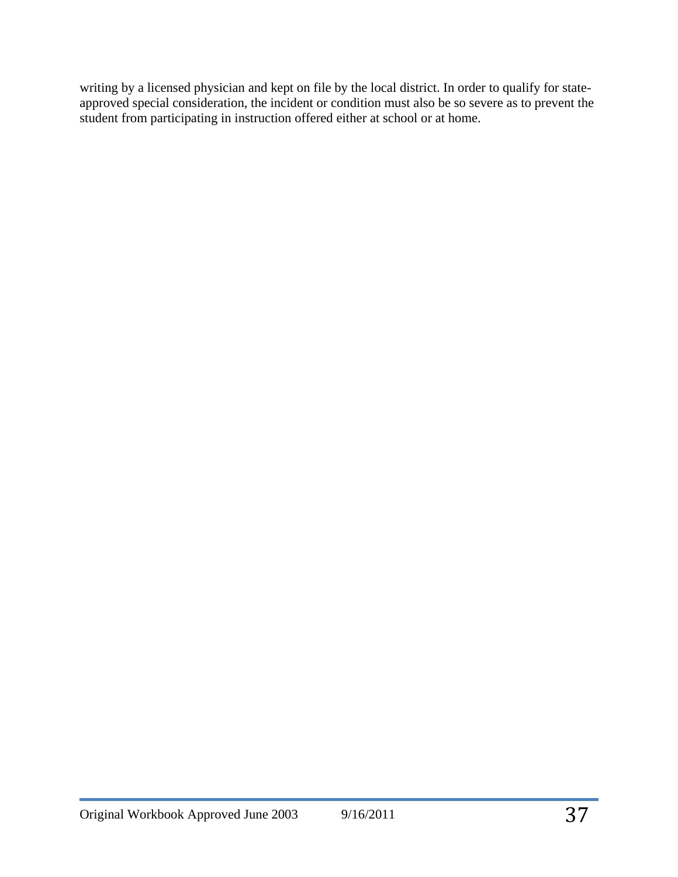writing by a licensed physician and kept on file by the local district. In order to qualify for state-approved special consideration, the incident or condition must also be so severe as to prevent the student from participating in instruction offered either at school or at home.